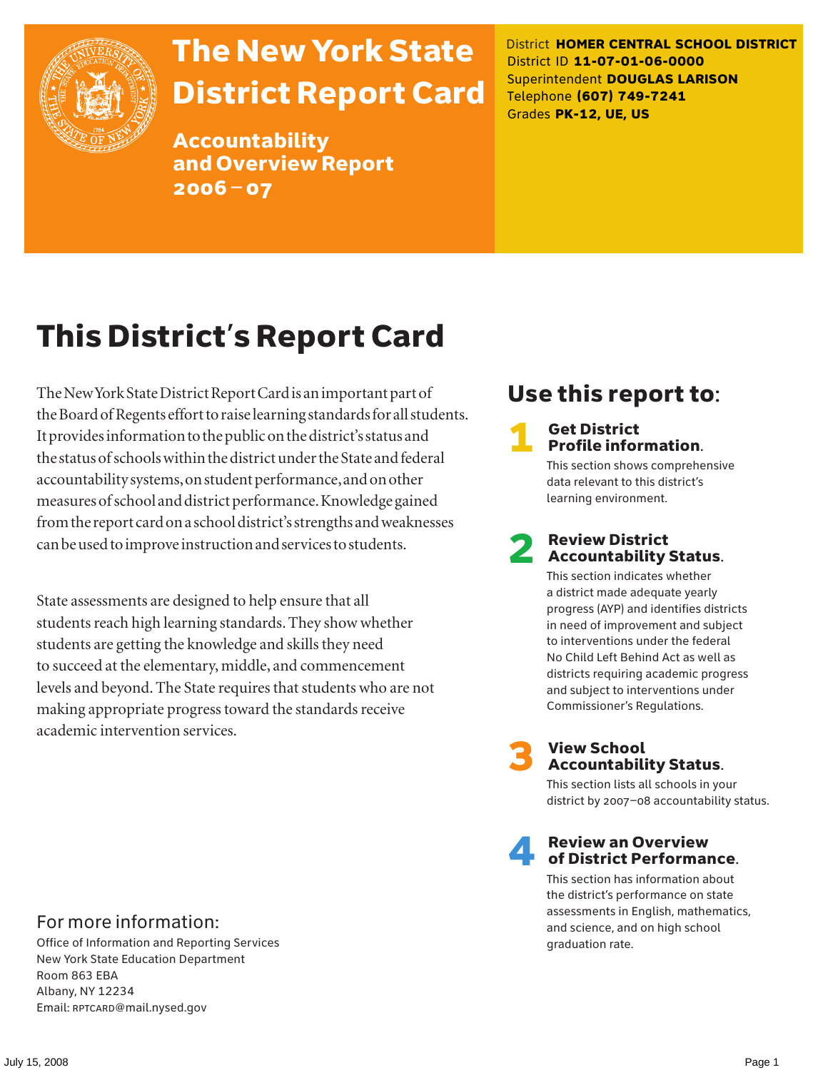# The New York State District Report Card

## Accountability and Overview Report 2006 – 07

District **HOMER CENTRAL SCHOOL DISTRICT**
District ID **11-07-01-06-0000**
Superintendent **DOUGLAS LARISON**
Telephone **(607) 749-7241**
Grades **PK-12, UE, US**

# This District's Report Card

The New York State District Report Card is an important part of the Board of Regents effort to raise learning standards for all students. It provides information to the public on the district's status and the status of schools within the district under the State and federal accountability systems, on student performance, and on other measures of school and district performance. Knowledge gained from the report card on a school district's strengths and weaknesses can be used to improve instruction and services to students.

State assessments are designed to help ensure that all students reach high learning standards. They show whether students are getting the knowledge and skills they need to succeed at the elementary, middle, and commencement levels and beyond. The State requires that students who are not making appropriate progress toward the standards receive academic intervention services.

## Use this report to:

**1 Get District Profile information.**
This section shows comprehensive data relevant to this district's learning environment.

**2 Review District Accountability Status.**
This section indicates whether a district made adequate yearly progress (AYP) and identifies districts in need of improvement and subject to interventions under the federal No Child Left Behind Act as well as districts requiring academic progress and subject to interventions under Commissioner's Regulations.

**3 View School Accountability Status.**
This section lists all schools in your district by 2007–08 accountability status.

**4 Review an Overview of District Performance.**
This section has information about the district's performance on state assessments in English, mathematics, and science, and on high school graduation rate.

## For more information:

Office of Information and Reporting Services
New York State Education Department
Room 863 EBA
Albany, NY 12234
Email: RPTCARD@mail.nysed.gov

July 15, 2008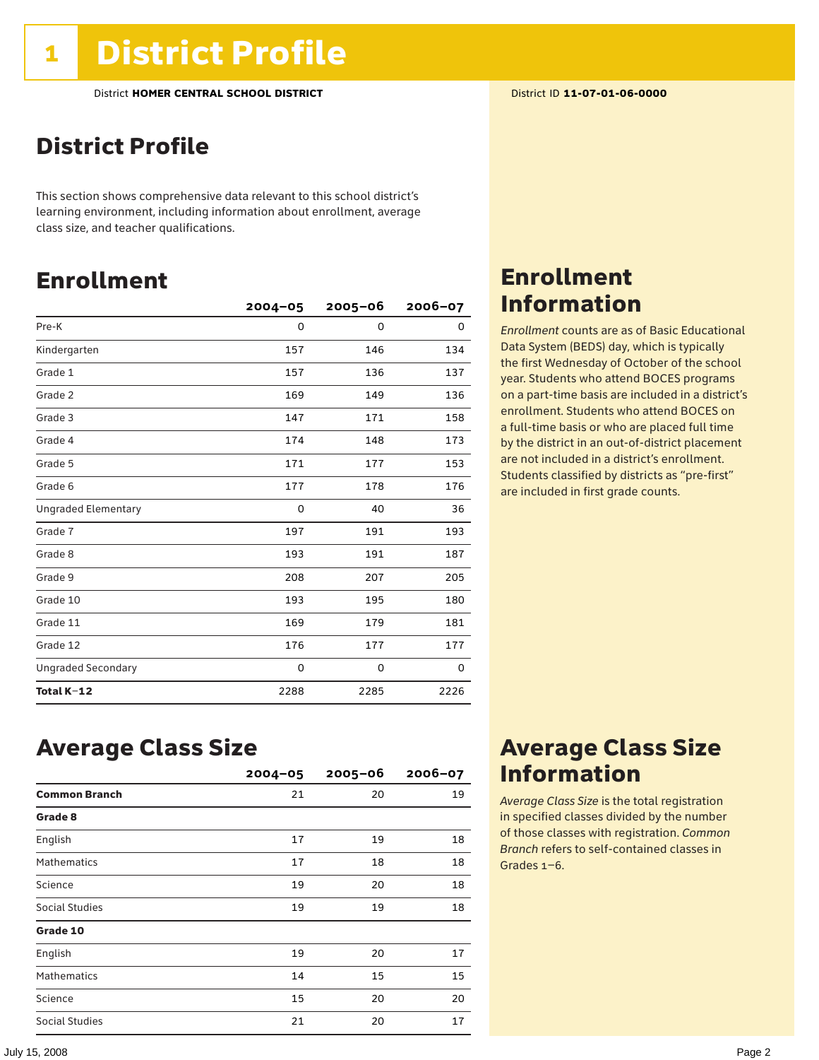# 1 District Profile

District **HOMER CENTRAL SCHOOL DISTRICT**

District ID **11-07-01-06-0000**

## District Profile

This section shows comprehensive data relevant to this school district's learning environment, including information about enrollment, average class size, and teacher qualifications.

## Enrollment

| | 2004–05 | 2005–06 | 2006–07 |
|---|---|---|---|
| Pre-K | 0 | 0 | 0 |
| Kindergarten | 157 | 146 | 134 |
| Grade 1 | 157 | 136 | 137 |
| Grade 2 | 169 | 149 | 136 |
| Grade 3 | 147 | 171 | 158 |
| Grade 4 | 174 | 148 | 173 |
| Grade 5 | 171 | 177 | 153 |
| Grade 6 | 177 | 178 | 176 |
| Ungraded Elementary | 0 | 40 | 36 |
| Grade 7 | 197 | 191 | 193 |
| Grade 8 | 193 | 191 | 187 |
| Grade 9 | 208 | 207 | 205 |
| Grade 10 | 193 | 195 | 180 |
| Grade 11 | 169 | 179 | 181 |
| Grade 12 | 176 | 177 | 177 |
| Ungraded Secondary | 0 | 0 | 0 |
| **Total K–12** | 2288 | 2285 | 2226 |

## Enrollment Information

*Enrollment* counts are as of Basic Educational Data System (BEDS) day, which is typically the first Wednesday of October of the school year. Students who attend BOCES programs on a part-time basis are included in a district's enrollment. Students who attend BOCES on a full-time basis or who are placed full time by the district in an out-of-district placement are not included in a district's enrollment. Students classified by districts as "pre-first" are included in first grade counts.

## Average Class Size

| | 2004–05 | 2005–06 | 2006–07 |
|---|---|---|---|
| **Common Branch** | 21 | 20 | 19 |
| **Grade 8** | | | |
| English | 17 | 19 | 18 |
| Mathematics | 17 | 18 | 18 |
| Science | 19 | 20 | 18 |
| Social Studies | 19 | 19 | 18 |
| **Grade 10** | | | |
| English | 19 | 20 | 17 |
| Mathematics | 14 | 15 | 15 |
| Science | 15 | 20 | 20 |
| Social Studies | 21 | 20 | 17 |

## Average Class Size Information

*Average Class Size* is the total registration in specified classes divided by the number of those classes with registration. *Common Branch* refers to self-contained classes in Grades 1–6.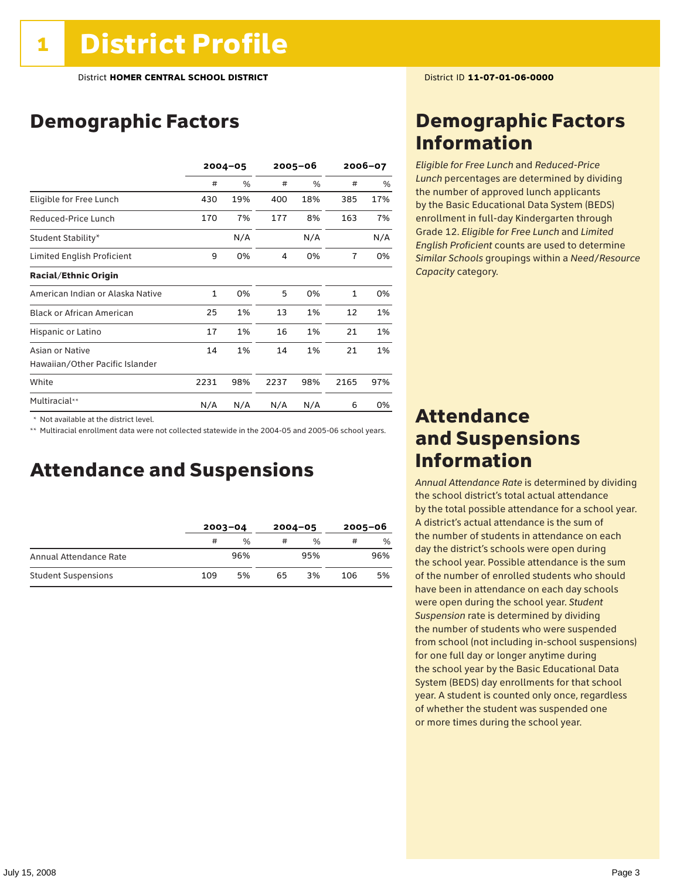# 1 District Profile

District **HOMER CENTRAL SCHOOL DISTRICT**

District ID **11-07-01-06-0000**

## Demographic Factors

| | 2004–05 | | 2005–06 | | 2006–07 | |
|---|---|---|---|---|---|---|
| | # | % | # | % | # | % |
| Eligible for Free Lunch | 430 | 19% | 400 | 18% | 385 | 17% |
| Reduced-Price Lunch | 170 | 7% | 177 | 8% | 163 | 7% |
| Student Stability* | | N/A | | N/A | | N/A |
| Limited English Proficient | 9 | 0% | 4 | 0% | 7 | 0% |
| **Racial/Ethnic Origin** | | | | | | |
| American Indian or Alaska Native | 1 | 0% | 5 | 0% | 1 | 0% |
| Black or African American | 25 | 1% | 13 | 1% | 12 | 1% |
| Hispanic or Latino | 17 | 1% | 16 | 1% | 21 | 1% |
| Asian or Native Hawaiian/Other Pacific Islander | 14 | 1% | 14 | 1% | 21 | 1% |
| White | 2231 | 98% | 2237 | 98% | 2165 | 97% |
| Multiracial** | N/A | N/A | N/A | N/A | 6 | 0% |

\* Not available at the district level.

\*\* Multiracial enrollment data were not collected statewide in the 2004-05 and 2005-06 school years.

## Attendance and Suspensions

| | 2003–04 | | 2004–05 | | 2005–06 | |
|---|---|---|---|---|---|---|
| | # | % | # | % | # | % |
| Annual Attendance Rate | | 96% | | 95% | | 96% |
| Student Suspensions | 109 | 5% | 65 | 3% | 106 | 5% |

## Demographic Factors Information

*Eligible for Free Lunch* and *Reduced-Price Lunch* percentages are determined by dividing the number of approved lunch applicants by the Basic Educational Data System (BEDS) enrollment in full-day Kindergarten through Grade 12. *Eligible for Free Lunch* and *Limited English Proficient* counts are used to determine *Similar Schools* groupings within a *Need/Resource Capacity* category.

## Attendance and Suspensions Information

*Annual Attendance Rate* is determined by dividing the school district's total actual attendance by the total possible attendance for a school year. A district's actual attendance is the sum of the number of students in attendance on each day the district's schools were open during the school year. Possible attendance is the sum of the number of enrolled students who should have been in attendance on each day schools were open during the school year. *Student Suspension* rate is determined by dividing the number of students who were suspended from school (not including in-school suspensions) for one full day or longer anytime during the school year by the Basic Educational Data System (BEDS) day enrollments for that school year. A student is counted only once, regardless of whether the student was suspended one or more times during the school year.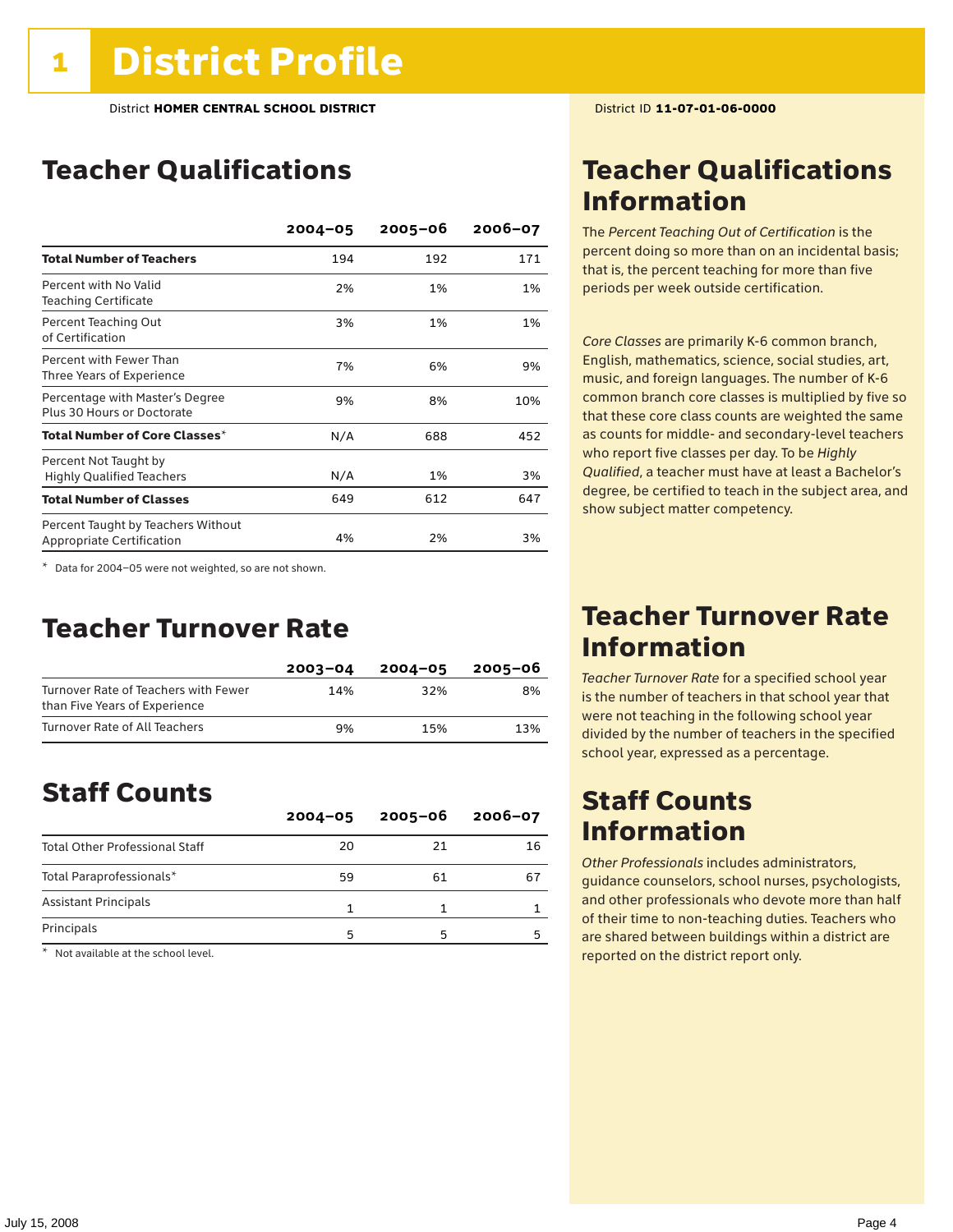# 1 District Profile

District **HOMER CENTRAL SCHOOL DISTRICT**

District ID **11-07-01-06-0000**

## Teacher Qualifications

| | 2004–05 | 2005–06 | 2006–07 |
|---|---|---|---|
| **Total Number of Teachers** | 194 | 192 | 171 |
| Percent with No Valid Teaching Certificate | 2% | 1% | 1% |
| Percent Teaching Out of Certification | 3% | 1% | 1% |
| Percent with Fewer Than Three Years of Experience | 7% | 6% | 9% |
| Percentage with Master's Degree Plus 30 Hours or Doctorate | 9% | 8% | 10% |
| **Total Number of Core Classes*** | N/A | 688 | 452 |
| Percent Not Taught by Highly Qualified Teachers | N/A | 1% | 3% |
| **Total Number of Classes** | 649 | 612 | 647 |
| Percent Taught by Teachers Without Appropriate Certification | 4% | 2% | 3% |

* Data for 2004–05 were not weighted, so are not shown.

## Teacher Turnover Rate

| | 2003–04 | 2004–05 | 2005–06 |
|---|---|---|---|
| Turnover Rate of Teachers with Fewer than Five Years of Experience | 14% | 32% | 8% |
| Turnover Rate of All Teachers | 9% | 15% | 13% |

## Staff Counts

| | 2004–05 | 2005–06 | 2006–07 |
|---|---|---|---|
| Total Other Professional Staff | 20 | 21 | 16 |
| Total Paraprofessionals* | 59 | 61 | 67 |
| Assistant Principals | 1 | 1 | 1 |
| Principals | 5 | 5 | 5 |

* Not available at the school level.

## Teacher Qualifications Information

The *Percent Teaching Out of Certification* is the percent doing so more than on an incidental basis; that is, the percent teaching for more than five periods per week outside certification.

*Core Classes* are primarily K-6 common branch, English, mathematics, science, social studies, art, music, and foreign languages. The number of K-6 common branch core classes is multiplied by five so that these core class counts are weighted the same as counts for middle- and secondary-level teachers who report five classes per day. To be *Highly Qualified*, a teacher must have at least a Bachelor's degree, be certified to teach in the subject area, and show subject matter competency.

## Teacher Turnover Rate Information

*Teacher Turnover Rate* for a specified school year is the number of teachers in that school year that were not teaching in the following school year divided by the number of teachers in the specified school year, expressed as a percentage.

## Staff Counts Information

*Other Professionals* includes administrators, guidance counselors, school nurses, psychologists, and other professionals who devote more than half of their time to non-teaching duties. Teachers who are shared between buildings within a district are reported on the district report only.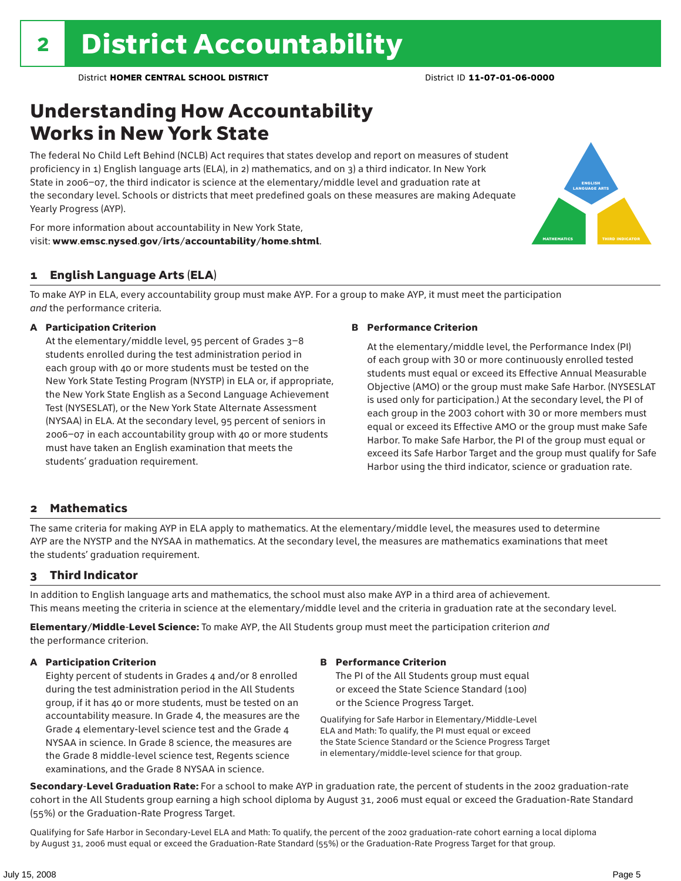# 2 District Accountability

District **HOMER CENTRAL SCHOOL DISTRICT** District ID **11-07-01-06-0000**

## Understanding How Accountability Works in New York State

The federal No Child Left Behind (NCLB) Act requires that states develop and report on measures of student proficiency in 1) English language arts (ELA), in 2) mathematics, and on 3) a third indicator. In New York State in 2006–07, the third indicator is science at the elementary/middle level and graduation rate at the secondary level. Schools or districts that meet predefined goals on these measures are making Adequate Yearly Progress (AYP).

For more information about accountability in New York State, visit: **www.emsc.nysed.gov/irts/accountability/home.shtml**.

ENGLISH LANGUAGE ARTS

MATHEMATICS

THIRD INDICATOR

### 1 English Language Arts (ELA)

To make AYP in ELA, every accountability group must make AYP. For a group to make AYP, it must meet the participation *and* the performance criteria.

**A Participation Criterion**

At the elementary/middle level, 95 percent of Grades 3–8 students enrolled during the test administration period in each group with 40 or more students must be tested on the New York State Testing Program (NYSTP) in ELA or, if appropriate, the New York State English as a Second Language Achievement Test (NYSESLAT), or the New York State Alternate Assessment (NYSAA) in ELA. At the secondary level, 95 percent of seniors in 2006–07 in each accountability group with 40 or more students must have taken an English examination that meets the students' graduation requirement.

**B Performance Criterion**

At the elementary/middle level, the Performance Index (PI) of each group with 30 or more continuously enrolled tested students must equal or exceed its Effective Annual Measurable Objective (AMO) or the group must make Safe Harbor. (NYSESLAT is used only for participation.) At the secondary level, the PI of each group in the 2003 cohort with 30 or more members must equal or exceed its Effective AMO or the group must make Safe Harbor. To make Safe Harbor, the PI of the group must equal or exceed its Safe Harbor Target and the group must qualify for Safe Harbor using the third indicator, science or graduation rate.

### 2 Mathematics

The same criteria for making AYP in ELA apply to mathematics. At the elementary/middle level, the measures used to determine AYP are the NYSTP and the NYSAA in mathematics. At the secondary level, the measures are mathematics examinations that meet the students' graduation requirement.

### 3 Third Indicator

In addition to English language arts and mathematics, the school must also make AYP in a third area of achievement. This means meeting the criteria in science at the elementary/middle level and the criteria in graduation rate at the secondary level.

**Elementary/Middle-Level Science:** To make AYP, the All Students group must meet the participation criterion *and* the performance criterion.

**A Participation Criterion**

Eighty percent of students in Grades 4 and/or 8 enrolled during the test administration period in the All Students group, if it has 40 or more students, must be tested on an accountability measure. In Grade 4, the measures are the Grade 4 elementary-level science test and the Grade 4 NYSAA in science. In Grade 8 science, the measures are the Grade 8 middle-level science test, Regents science examinations, and the Grade 8 NYSAA in science.

**B Performance Criterion**

The PI of the All Students group must equal or exceed the State Science Standard (100) or the Science Progress Target.

Qualifying for Safe Harbor in Elementary/Middle-Level ELA and Math: To qualify, the PI must equal or exceed the State Science Standard or the Science Progress Target in elementary/middle-level science for that group.

**Secondary-Level Graduation Rate:** For a school to make AYP in graduation rate, the percent of students in the 2002 graduation-rate cohort in the All Students group earning a high school diploma by August 31, 2006 must equal or exceed the Graduation-Rate Standard (55%) or the Graduation-Rate Progress Target.

Qualifying for Safe Harbor in Secondary-Level ELA and Math: To qualify, the percent of the 2002 graduation-rate cohort earning a local diploma by August 31, 2006 must equal or exceed the Graduation-Rate Standard (55%) or the Graduation-Rate Progress Target for that group.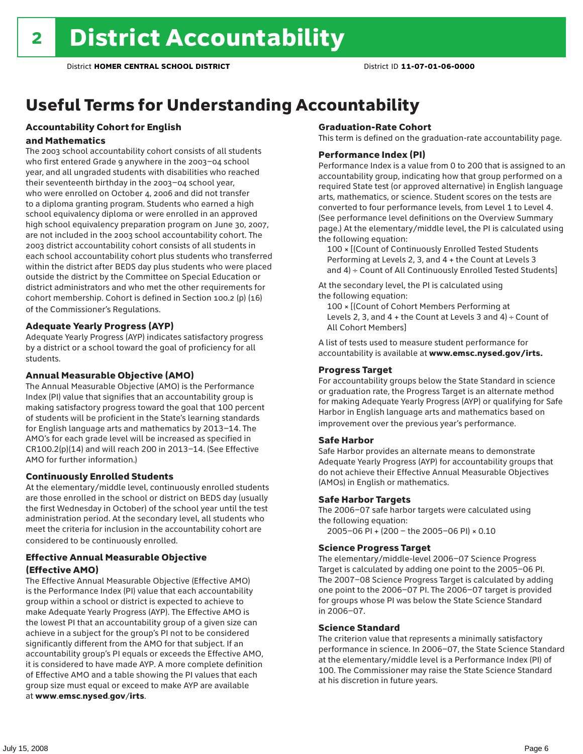# 2 District Accountability

District **HOMER CENTRAL SCHOOL DISTRICT** District ID **11-07-01-06-0000**

## Useful Terms for Understanding Accountability

### Accountability Cohort for English and Mathematics

The 2003 school accountability cohort consists of all students who first entered Grade 9 anywhere in the 2003–04 school year, and all ungraded students with disabilities who reached their seventeenth birthday in the 2003–04 school year, who were enrolled on October 4, 2006 and did not transfer to a diploma granting program. Students who earned a high school equivalency diploma or were enrolled in an approved high school equivalency preparation program on June 30, 2007, are not included in the 2003 school accountability cohort. The 2003 district accountability cohort consists of all students in each school accountability cohort plus students who transferred within the district after BEDS day plus students who were placed outside the district by the Committee on Special Education or district administrators and who met the other requirements for cohort membership. Cohort is defined in Section 100.2 (p) (16) of the Commissioner's Regulations.

### Adequate Yearly Progress (AYP)

Adequate Yearly Progress (AYP) indicates satisfactory progress by a district or a school toward the goal of proficiency for all students.

### Annual Measurable Objective (AMO)

The Annual Measurable Objective (AMO) is the Performance Index (PI) value that signifies that an accountability group is making satisfactory progress toward the goal that 100 percent of students will be proficient in the State's learning standards for English language arts and mathematics by 2013–14. The AMO's for each grade level will be increased as specified in CR100.2(p)(14) and will reach 200 in 2013–14. (See Effective AMO for further information.)

### Continuously Enrolled Students

At the elementary/middle level, continuously enrolled students are those enrolled in the school or district on BEDS day (usually the first Wednesday in October) of the school year until the test administration period. At the secondary level, all students who meet the criteria for inclusion in the accountability cohort are considered to be continuously enrolled.

### Effective Annual Measurable Objective (Effective AMO)

The Effective Annual Measurable Objective (Effective AMO) is the Performance Index (PI) value that each accountability group within a school or district is expected to achieve to make Adequate Yearly Progress (AYP). The Effective AMO is the lowest PI that an accountability group of a given size can achieve in a subject for the group's PI not to be considered significantly different from the AMO for that subject. If an accountability group's PI equals or exceeds the Effective AMO, it is considered to have made AYP. A more complete definition of Effective AMO and a table showing the PI values that each group size must equal or exceed to make AYP are available at **www.emsc.nysed.gov/irts**.

### Graduation-Rate Cohort

This term is defined on the graduation-rate accountability page.

### Performance Index (PI)

Performance Index is a value from 0 to 200 that is assigned to an accountability group, indicating how that group performed on a required State test (or approved alternative) in English language arts, mathematics, or science. Student scores on the tests are converted to four performance levels, from Level 1 to Level 4. (See performance level definitions on the Overview Summary page.) At the elementary/middle level, the PI is calculated using the following equation:

100 × [(Count of Continuously Enrolled Tested Students Performing at Levels 2, 3, and 4 + the Count at Levels 3 and 4) ÷ Count of All Continuously Enrolled Tested Students]

At the secondary level, the PI is calculated using the following equation:

100 × [(Count of Cohort Members Performing at Levels 2, 3, and 4 + the Count at Levels 3 and 4) ÷ Count of All Cohort Members]

A list of tests used to measure student performance for accountability is available at **www.emsc.nysed.gov/irts.**

### Progress Target

For accountability groups below the State Standard in science or graduation rate, the Progress Target is an alternate method for making Adequate Yearly Progress (AYP) or qualifying for Safe Harbor in English language arts and mathematics based on improvement over the previous year's performance.

### Safe Harbor

Safe Harbor provides an alternate means to demonstrate Adequate Yearly Progress (AYP) for accountability groups that do not achieve their Effective Annual Measurable Objectives (AMOs) in English or mathematics.

### Safe Harbor Targets

The 2006–07 safe harbor targets were calculated using the following equation:

2005–06 PI + (200 – the 2005–06 PI) × 0.10

### Science Progress Target

The elementary/middle-level 2006–07 Science Progress Target is calculated by adding one point to the 2005–06 PI. The 2007–08 Science Progress Target is calculated by adding one point to the 2006–07 PI. The 2006–07 target is provided for groups whose PI was below the State Science Standard in 2006–07.

### Science Standard

The criterion value that represents a minimally satisfactory performance in science. In 2006–07, the State Science Standard at the elementary/middle level is a Performance Index (PI) of 100. The Commissioner may raise the State Science Standard at his discretion in future years.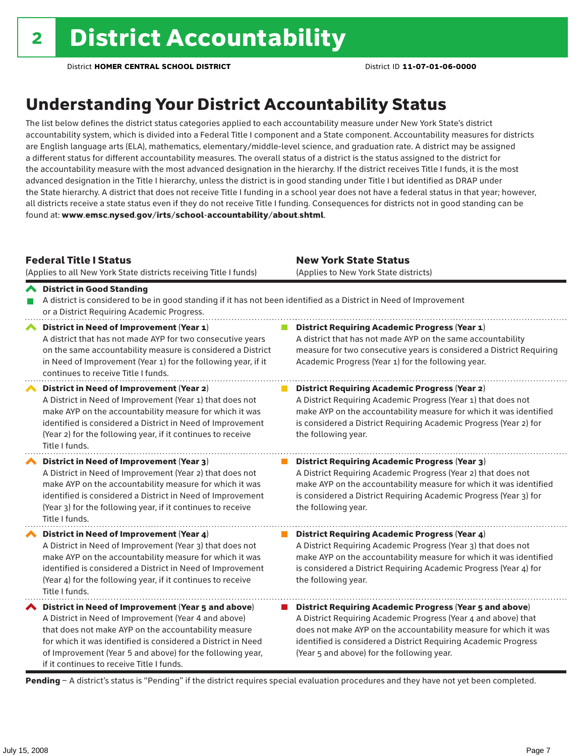# 2 District Accountability

District **HOMER CENTRAL SCHOOL DISTRICT** District ID **11-07-01-06-0000**

## Understanding Your District Accountability Status

The list below defines the district status categories applied to each accountability measure under New York State's district accountability system, which is divided into a Federal Title I component and a State component. Accountability measures for districts are English language arts (ELA), mathematics, elementary/middle-level science, and graduation rate. A district may be assigned a different status for different accountability measures. The overall status of a district is the status assigned to the district for the accountability measure with the most advanced designation in the hierarchy. If the district receives Title I funds, it is the most advanced designation in the Title I hierarchy, unless the district is in good standing under Title I but identified as DRAP under the State hierarchy. A district that does not receive Title I funding in a school year does not have a federal status in that year; however, all districts receive a state status even if they do not receive Title I funding. Consequences for districts not in good standing can be found at: **www.emsc.nysed.gov/irts/school-accountability/about.shtml**.

| **Federal Title I Status** (Applies to all New York State districts receiving Title I funds) | **New York State Status** (Applies to New York State districts) |
|---|---|
| **District in Good Standing** A district is considered to be in good standing if it has not been identified as a District in Need of Improvement or a District Requiring Academic Progress. | |
| **District in Need of Improvement (Year 1)** A district that has not made AYP for two consecutive years on the same accountability measure is considered a District in Need of Improvement (Year 1) for the following year, if it continues to receive Title I funds. | **District Requiring Academic Progress (Year 1)** A district that has not made AYP on the same accountability measure for two consecutive years is considered a District Requiring Academic Progress (Year 1) for the following year. |
| **District in Need of Improvement (Year 2)** A District in Need of Improvement (Year 1) that does not make AYP on the accountability measure for which it was identified is considered a District in Need of Improvement (Year 2) for the following year, if it continues to receive Title I funds. | **District Requiring Academic Progress (Year 2)** A District Requiring Academic Progress (Year 1) that does not make AYP on the accountability measure for which it was identified is considered a District Requiring Academic Progress (Year 2) for the following year. |
| **District in Need of Improvement (Year 3)** A District in Need of Improvement (Year 2) that does not make AYP on the accountability measure for which it was identified is considered a District in Need of Improvement (Year 3) for the following year, if it continues to receive Title I funds. | **District Requiring Academic Progress (Year 3)** A District Requiring Academic Progress (Year 2) that does not make AYP on the accountability measure for which it was identified is considered a District Requiring Academic Progress (Year 3) for the following year. |
| **District in Need of Improvement (Year 4)** A District in Need of Improvement (Year 3) that does not make AYP on the accountability measure for which it was identified is considered a District in Need of Improvement (Year 4) for the following year, if it continues to receive Title I funds. | **District Requiring Academic Progress (Year 4)** A District Requiring Academic Progress (Year 3) that does not make AYP on the accountability measure for which it was identified is considered a District Requiring Academic Progress (Year 4) for the following year. |
| **District in Need of Improvement (Year 5 and above)** A District in Need of Improvement (Year 4 and above) that does not make AYP on the accountability measure for which it was identified is considered a District in Need of Improvement (Year 5 and above) for the following year, if it continues to receive Title I funds. | **District Requiring Academic Progress (Year 5 and above)** A District Requiring Academic Progress (Year 4 and above) that does not make AYP on the accountability measure for which it was identified is considered a District Requiring Academic Progress (Year 5 and above) for the following year. |

**Pending** – A district's status is "Pending" if the district requires special evaluation procedures and they have not yet been completed.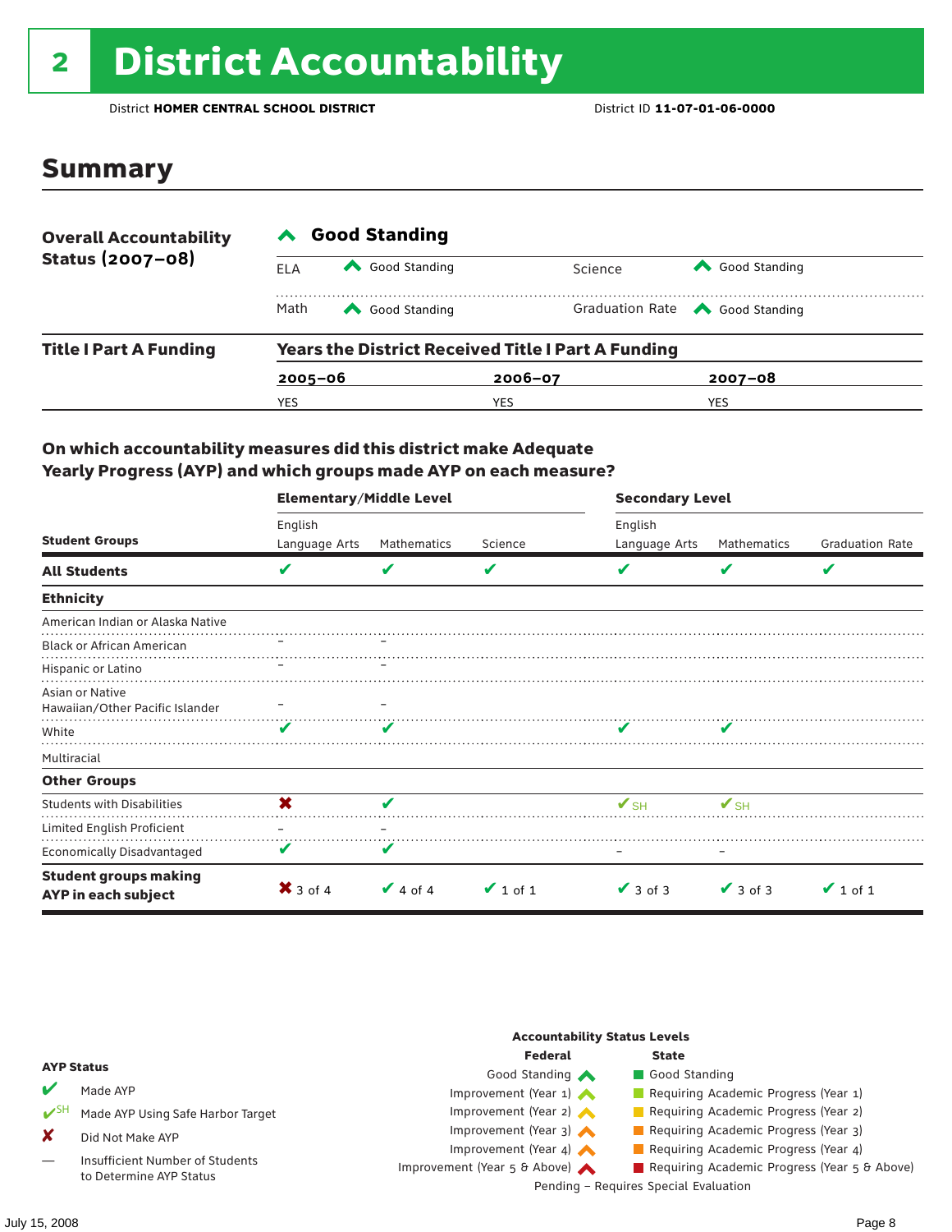# 2 District Accountability

District **HOMER CENTRAL SCHOOL DISTRICT** District ID **11-07-01-06-0000**

## Summary

**Overall Accountability Status (2007–08)**

**Good Standing**

| | | | |
|---|---|---|---|
| ELA | Good Standing | Science | Good Standing |
| Math | Good Standing | Graduation Rate | Good Standing |

**Title I Part A Funding**

**Years the District Received Title I Part A Funding**

| 2005–06 | 2006–07 | 2007–08 |
|---|---|---|
| YES | YES | YES |

### On which accountability measures did this district make Adequate Yearly Progress (AYP) and which groups made AYP on each measure?

| | Elementary/Middle Level | | | Secondary Level | | |
|---|---|---|---|---|---|---|
| Student Groups | English Language Arts | Mathematics | Science | English Language Arts | Mathematics | Graduation Rate |
| **All Students** | ✔ | ✔ | ✔ | ✔ | ✔ | ✔ |
| **Ethnicity** | | | | | | |
| American Indian or Alaska Native | | | | | | |
| Black or African American | – | – | | | | |
| Hispanic or Latino | – | – | | | | |
| Asian or Native Hawaiian/Other Pacific Islander | – | – | | | | |
| White | ✔ | ✔ | | ✔ | ✔ | |
| Multiracial | | | | | | |
| **Other Groups** | | | | | | |
| Students with Disabilities | ✘ | ✔ | | ✔SH | ✔SH | |
| Limited English Proficient | – | – | | | | |
| Economically Disadvantaged | ✔ | ✔ | | – | – | |
| **Student groups making AYP in each subject** | ✘ 3 of 4 | ✔ 4 of 4 | ✔ 1 of 1 | ✔ 3 of 3 | ✔ 3 of 3 | ✔ 1 of 1 |

**AYP Status**

- ✔ Made AYP
- ✔SH Made AYP Using Safe Harbor Target
- ✘ Did Not Make AYP
- — Insufficient Number of Students to Determine AYP Status

**Accountability Status Levels**

| Federal | State |
|---|---|
| Good Standing | Good Standing |
| Improvement (Year 1) | Requiring Academic Progress (Year 1) |
| Improvement (Year 2) | Requiring Academic Progress (Year 2) |
| Improvement (Year 3) | Requiring Academic Progress (Year 3) |
| Improvement (Year 4) | Requiring Academic Progress (Year 4) |
| Improvement (Year 5 & Above) | Requiring Academic Progress (Year 5 & Above) |

Pending – Requires Special Evaluation

July 15, 2008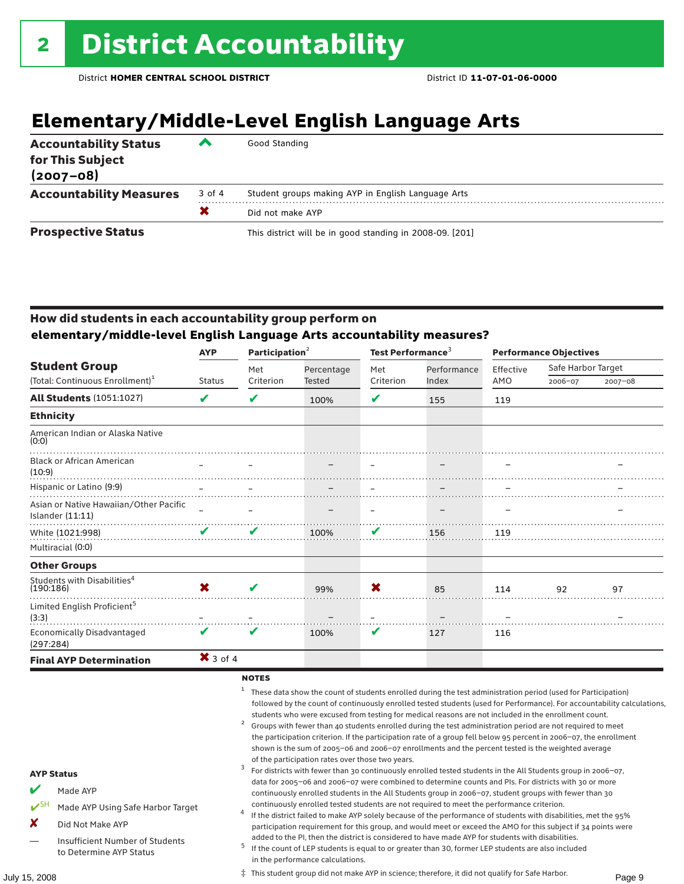# 2 District Accountability

District **HOMER CENTRAL SCHOOL DISTRICT** District ID **11-07-01-06-0000**

## Elementary/Middle-Level English Language Arts

| | | |
|---|---|---|
| **Accountability Status for This Subject (2007–08)** | ^ | Good Standing |
| **Accountability Measures** | 3 of 4 | Student groups making AYP in English Language Arts |
| | ✖ | Did not make AYP |
| **Prospective Status** | | This district will be in good standing in 2008-09. [201] |

### How did students in each accountability group perform on elementary/middle-level English Language Arts accountability measures?

| Student Group (Total: Continuous Enrollment)[1] | AYP Status | Participation[2] Met Criterion | Participation[2] Percentage Tested | Test Performance[3] Met Criterion | Test Performance[3] Performance Index | Performance Objectives Effective AMO | Safe Harbor Target 2006–07 | Safe Harbor Target 2007–08 |
|---|---|---|---|---|---|---|---|---|
| **All Students** (1051:1027) | ✔ | ✔ | 100% | ✔ | 155 | 119 | | |
| **Ethnicity** | | | | | | | | |
| American Indian or Alaska Native (0:0) | | | | | | | | |
| Black or African American (10:9) | – | – | – | – | – | – | | – |
| Hispanic or Latino (9:9) | – | – | – | – | – | – | | – |
| Asian or Native Hawaiian/Other Pacific Islander (11:11) | – | – | – | – | – | – | | – |
| White (1021:998) | ✔ | ✔ | 100% | ✔ | 156 | 119 | | |
| Multiracial (0:0) | | | | | | | | |
| **Other Groups** | | | | | | | | |
| Students with Disabilities[4] (190:186) | ✖ | ✔ | 99% | ✖ | 85 | 114 | 92 | 97 |
| Limited English Proficient[5] (3:3) | – | – | – | – | – | – | | – |
| Economically Disadvantaged (297:284) | ✔ | ✔ | 100% | ✔ | 127 | 116 | | |
| **Final AYP Determination** | ✖ 3 of 4 | | | | | | | |

**AYP Status**

- ✔ Made AYP
- ✔SH Made AYP Using Safe Harbor Target
- ✘ Did Not Make AYP
- — Insufficient Number of Students to Determine AYP Status

**NOTES**

1. These data show the count of students enrolled during the test administration period (used for Participation) followed by the count of continuously enrolled tested students (used for Performance). For accountability calculations, students who were excused from testing for medical reasons are not included in the enrollment count.
2. Groups with fewer than 40 students enrolled during the test administration period are not required to meet the participation criterion. If the participation rate of a group fell below 95 percent in 2006–07, the enrollment shown is the sum of 2005–06 and 2006–07 enrollments and the percent tested is the weighted average of the participation rates over those two years.
3. For districts with fewer than 30 continuously enrolled tested students in the All Students group in 2006–07, data for 2005–06 and 2006–07 were combined to determine counts and PIs. For districts with 30 or more continuously enrolled students in the All Students group in 2006–07, student groups with fewer than 30 continuously enrolled tested students are not required to meet the performance criterion.
4. If the district failed to make AYP solely because of the performance of students with disabilities, met the 95% participation requirement for this group, and would meet or exceed the AMO for this subject if 34 points were added to the PI, then the district is considered to have made AYP for students with disabilities.
5. If the count of LEP students is equal to or greater than 30, former LEP students are also included in the performance calculations.

‡ This student group did not make AYP in science; therefore, it did not qualify for Safe Harbor.

July 15, 2008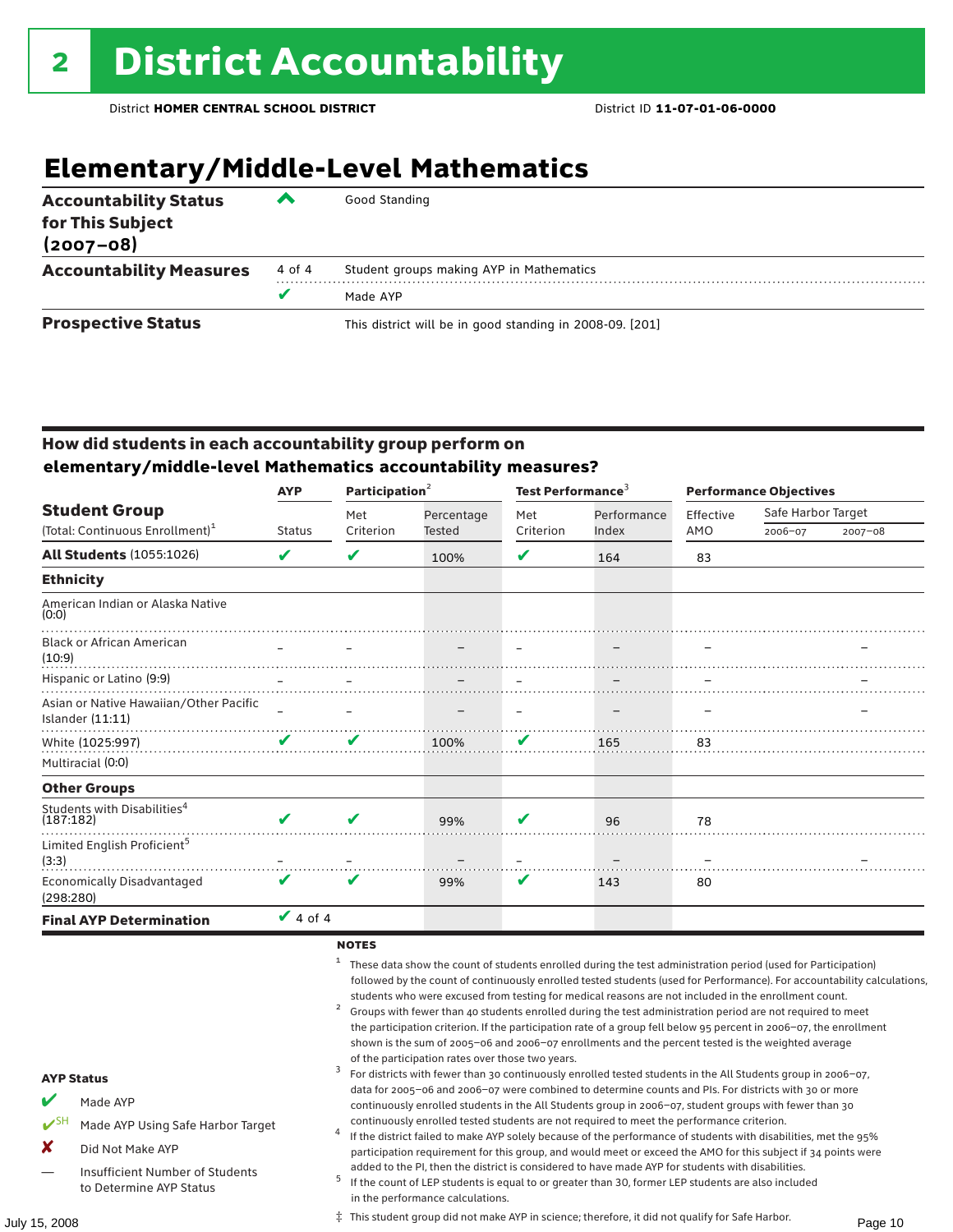# 2 District Accountability

District **HOMER CENTRAL SCHOOL DISTRICT** District ID **11-07-01-06-0000**

## Elementary/Middle-Level Mathematics

| | | |
|---|---|---|
| **Accountability Status for This Subject (2007–08)** | ^ | Good Standing |
| **Accountability Measures** | 4 of 4 | Student groups making AYP in Mathematics |
| | ✔ | Made AYP |
| **Prospective Status** | | This district will be in good standing in 2008-09. [201] |

### How did students in each accountability group perform on elementary/middle-level Mathematics accountability measures?

| Student Group (Total: Continuous Enrollment)[1] | AYP Status | Participation[2] Met Criterion | Participation[2] Percentage Tested | Test Performance[3] Met Criterion | Test Performance[3] Performance Index | Performance Objectives Effective AMO | Safe Harbor Target 2006–07 | Safe Harbor Target 2007–08 |
|---|---|---|---|---|---|---|---|---|
| **All Students** (1055:1026) | ✔ | ✔ | 100% | ✔ | 164 | 83 | | |
| **Ethnicity** | | | | | | | | |
| American Indian or Alaska Native (0:0) | | | | | | | | |
| Black or African American (10:9) | – | – | – | – | – | – | | – |
| Hispanic or Latino (9:9) | – | – | – | – | – | – | | – |
| Asian or Native Hawaiian/Other Pacific Islander (11:11) | – | – | – | – | – | – | | – |
| White (1025:997) | ✔ | ✔ | 100% | ✔ | 165 | 83 | | |
| Multiracial (0:0) | | | | | | | | |
| **Other Groups** | | | | | | | | |
| Students with Disabilities[4] (187:182) | ✔ | ✔ | 99% | ✔ | 96 | 78 | | |
| Limited English Proficient[5] (3:3) | – | – | – | – | – | – | | – |
| Economically Disadvantaged (298:280) | ✔ | ✔ | 99% | ✔ | 143 | 80 | | |
| **Final AYP Determination** | ✔ 4 of 4 | | | | | | | |

**AYP Status**

- ✔ Made AYP
- ✔SH Made AYP Using Safe Harbor Target
- ✘ Did Not Make AYP
- — Insufficient Number of Students to Determine AYP Status

**NOTES**

[1] These data show the count of students enrolled during the test administration period (used for Participation) followed by the count of continuously enrolled tested students (used for Performance). For accountability calculations, students who were excused from testing for medical reasons are not included in the enrollment count.

[2] Groups with fewer than 40 students enrolled during the test administration period are not required to meet the participation criterion. If the participation rate of a group fell below 95 percent in 2006–07, the enrollment shown is the sum of 2005–06 and 2006–07 enrollments and the percent tested is the weighted average of the participation rates over those two years.

[3] For districts with fewer than 30 continuously enrolled tested students in the All Students group in 2006–07, data for 2005–06 and 2006–07 were combined to determine counts and PIs. For districts with 30 or more continuously enrolled students in the All Students group in 2006–07, student groups with fewer than 30 continuously enrolled tested students are not required to meet the performance criterion.

[4] If the district failed to make AYP solely because of the performance of students with disabilities, met the 95% participation requirement for this group, and would meet or exceed the AMO for this subject if 34 points were added to the PI, then the district is considered to have made AYP for students with disabilities.

[5] If the count of LEP students is equal to or greater than 30, former LEP students are also included in the performance calculations.

‡ This student group did not make AYP in science; therefore, it did not qualify for Safe Harbor.

July 15, 2008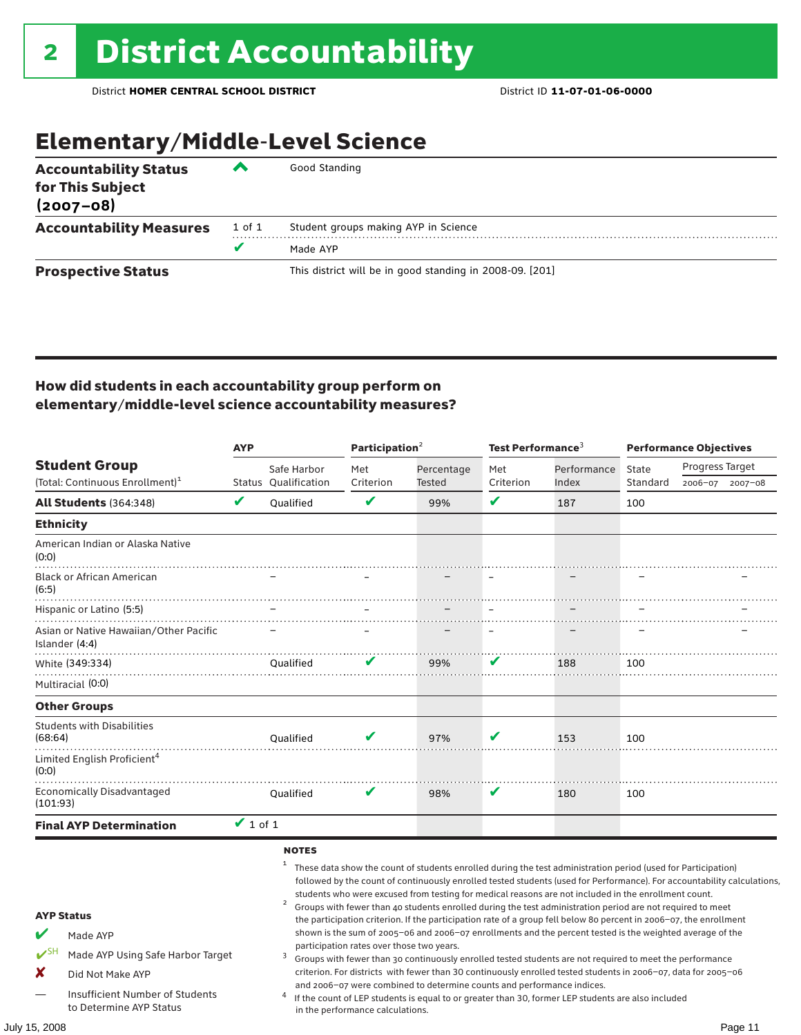# 2 District Accountability

District **HOMER CENTRAL SCHOOL DISTRICT** District ID **11-07-01-06-0000**

## Elementary/Middle-Level Science

| | | |
|---|---|---|
| **Accountability Status for This Subject (2007–08)** | ^ | Good Standing |
| **Accountability Measures** | 1 of 1 | Student groups making AYP in Science |
| | ✔ | Made AYP |
| **Prospective Status** | | This district will be in good standing in 2008-09. [201] |

### How did students in each accountability group perform on elementary/middle-level science accountability measures?

| Student Group (Total: Continuous Enrollment)[1] | AYP Status | AYP Safe Harbor Qualification | Participation[2] Met Criterion | Participation[2] Percentage Tested | Test Performance[3] Met Criterion | Test Performance[3] Performance Index | Performance Objectives State Standard | Progress Target 2006–07 | Progress Target 2007–08 |
|---|---|---|---|---|---|---|---|---|---|
| **All Students** (364:348) | ✔ | Qualified | ✔ | 99% | ✔ | 187 | 100 | | |
| **Ethnicity** | | | | | | | | | |
| American Indian or Alaska Native (0:0) | | | | | | | | | |
| Black or African American (6:5) | | – | – | – | – | – | – | | – |
| Hispanic or Latino (5:5) | | – | – | – | – | – | – | | – |
| Asian or Native Hawaiian/Other Pacific Islander (4:4) | | – | – | – | – | – | – | | – |
| White (349:334) | | Qualified | ✔ | 99% | ✔ | 188 | 100 | | |
| Multiracial (0:0) | | | | | | | | | |
| **Other Groups** | | | | | | | | | |
| Students with Disabilities (68:64) | | Qualified | ✔ | 97% | ✔ | 153 | 100 | | |
| Limited English Proficient[4] (0:0) | | | | | | | | | |
| Economically Disadvantaged (101:93) | | Qualified | ✔ | 98% | ✔ | 180 | 100 | | |
| **Final AYP Determination** | ✔ 1 of 1 | | | | | | | | |

**AYP Status**

- ✔ Made AYP
- ✔SH Made AYP Using Safe Harbor Target
- ✘ Did Not Make AYP
- — Insufficient Number of Students to Determine AYP Status

**NOTES**

[1] These data show the count of students enrolled during the test administration period (used for Participation) followed by the count of continuously enrolled tested students (used for Performance). For accountability calculations, students who were excused from testing for medical reasons are not included in the enrollment count.

[2] Groups with fewer than 40 students enrolled during the test administration period are not required to meet the participation criterion. If the participation rate of a group fell below 80 percent in 2006–07, the enrollment shown is the sum of 2005–06 and 2006–07 enrollments and the percent tested is the weighted average of the participation rates over those two years.

[3] Groups with fewer than 30 continuously enrolled tested students are not required to meet the performance criterion. For districts with fewer than 30 continuously enrolled tested students in 2006–07, data for 2005–06 and 2006–07 were combined to determine counts and performance indices.

[4] If the count of LEP students is equal to or greater than 30, former LEP students are also included in the performance calculations.

July 15, 2008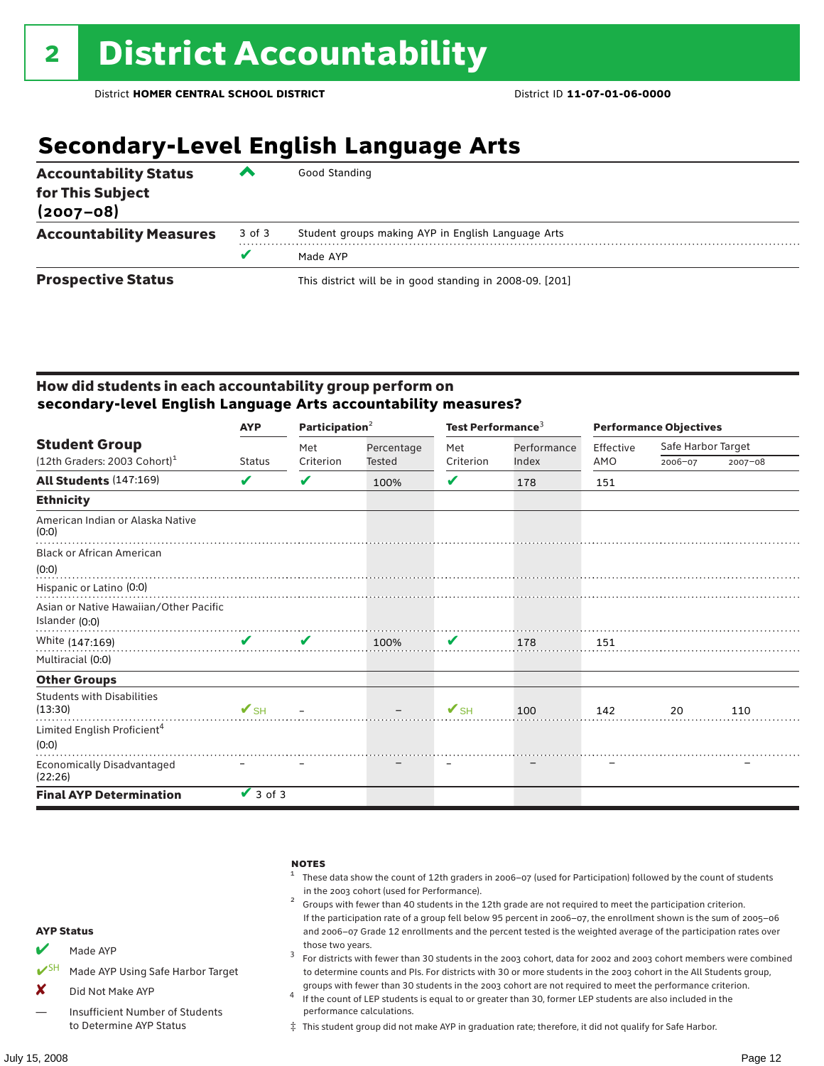# 2 District Accountability

District **HOMER CENTRAL SCHOOL DISTRICT** District ID **11-07-01-06-0000**

## Secondary-Level English Language Arts

| | | |
|---|---|---|
| **Accountability Status for This Subject (2007–08)** | ^ | Good Standing |
| **Accountability Measures** | 3 of 3 | Student groups making AYP in English Language Arts |
| | ✔ | Made AYP |
| **Prospective Status** | | This district will be in good standing in 2008-09. [201] |

### How did students in each accountability group perform on secondary-level English Language Arts accountability measures?

| Student Group (12th Graders: 2003 Cohort)[1] | AYP Status | Participation[2] Met Criterion | Participation[2] Percentage Tested | Test Performance[3] Met Criterion | Test Performance[3] Performance Index | Performance Objectives Effective AMO | Safe Harbor Target 2006–07 | Safe Harbor Target 2007–08 |
|---|---|---|---|---|---|---|---|---|
| **All Students** (147:169) | ✔ | ✔ | 100% | ✔ | 178 | 151 | | |
| **Ethnicity** | | | | | | | | |
| American Indian or Alaska Native (0:0) | | | | | | | | |
| Black or African American (0:0) | | | | | | | | |
| Hispanic or Latino (0:0) | | | | | | | | |
| Asian or Native Hawaiian/Other Pacific Islander (0:0) | | | | | | | | |
| White (147:169) | ✔ | ✔ | 100% | ✔ | 178 | 151 | | |
| Multiracial (0:0) | | | | | | | | |
| **Other Groups** | | | | | | | | |
| Students with Disabilities (13:30) | ✔SH | – | – | ✔SH | 100 | 142 | 20 | 110 |
| Limited English Proficient[4] (0:0) | | | | | | | | |
| Economically Disadvantaged (22:26) | – | – | – | – | – | – | | – |
| **Final AYP Determination** | ✔ 3 of 3 | | | | | | | |

**AYP Status**

- ✔ Made AYP
- ✔SH Made AYP Using Safe Harbor Target
- ✘ Did Not Make AYP
- — Insufficient Number of Students to Determine AYP Status

**NOTES**

1. These data show the count of 12th graders in 2006–07 (used for Participation) followed by the count of students in the 2003 cohort (used for Performance).
2. Groups with fewer than 40 students in the 12th grade are not required to meet the participation criterion. If the participation rate of a group fell below 95 percent in 2006–07, the enrollment shown is the sum of 2005–06 and 2006–07 Grade 12 enrollments and the percent tested is the weighted average of the participation rates over those two years.
3. For districts with fewer than 30 students in the 2003 cohort, data for 2002 and 2003 cohort members were combined to determine counts and PIs. For districts with 30 or more students in the 2003 cohort in the All Students group, groups with fewer than 30 students in the 2003 cohort are not required to meet the performance criterion.
4. If the count of LEP students is equal to or greater than 30, former LEP students are also included in the performance calculations.

‡ This student group did not make AYP in graduation rate; therefore, it did not qualify for Safe Harbor.

July 15, 2008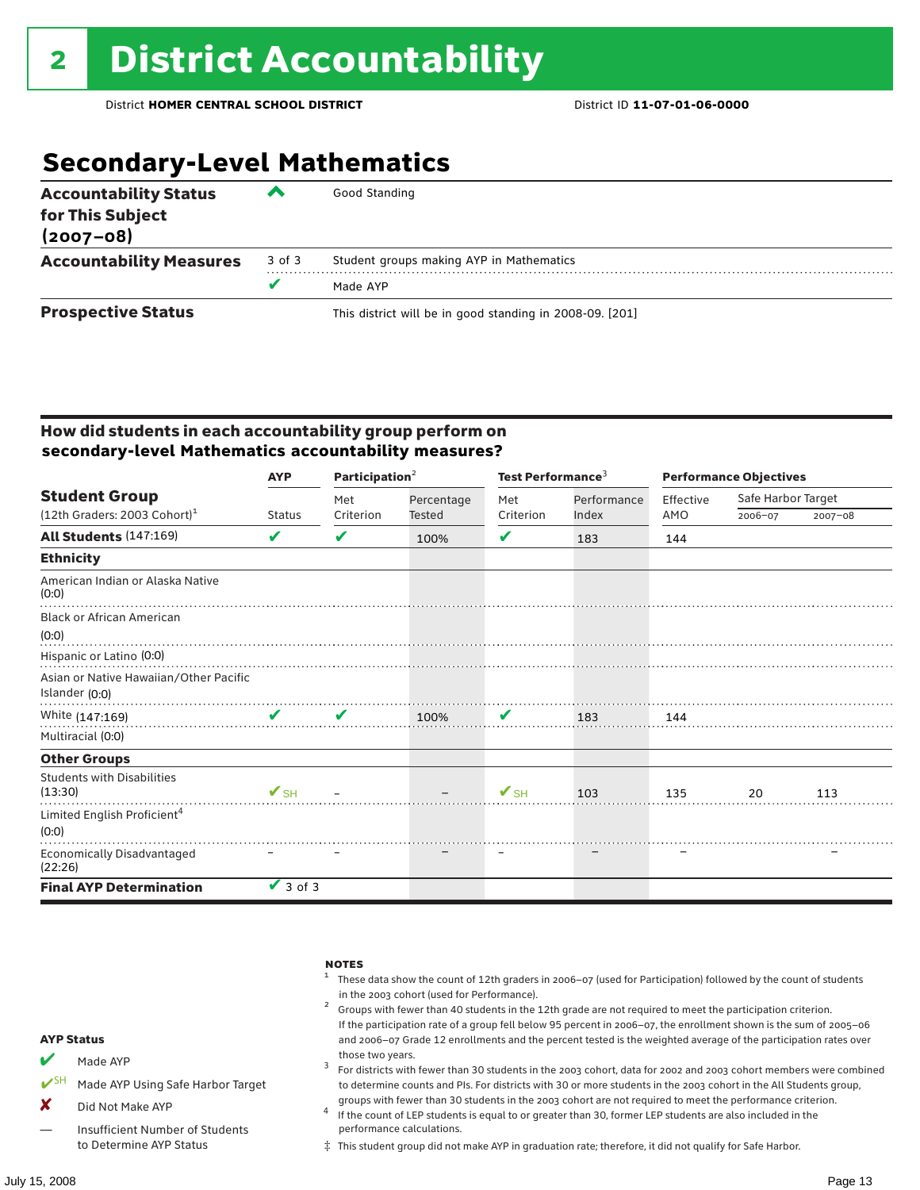# 2 District Accountability

District **HOMER CENTRAL SCHOOL DISTRICT** District ID **11-07-01-06-0000**

## Secondary-Level Mathematics

| | | |
|---|---|---|
| **Accountability Status for This Subject (2007–08)** | ^ | Good Standing |
| **Accountability Measures** | 3 of 3 | Student groups making AYP in Mathematics |
| | ✔ | Made AYP |
| **Prospective Status** | | This district will be in good standing in 2008-09. [201] |

### How did students in each accountability group perform on secondary-level Mathematics accountability measures?

| Student Group (12th Graders: 2003 Cohort)[1] | AYP Status | Participation[2] Met Criterion | Percentage Tested | Test Performance[3] Met Criterion | Performance Index | Performance Objectives Effective AMO | Safe Harbor Target 2006–07 | 2007–08 |
|---|---|---|---|---|---|---|---|---|
| **All Students** (147:169) | ✔ | ✔ | 100% | ✔ | 183 | 144 | | |
| **Ethnicity** | | | | | | | | |
| American Indian or Alaska Native (0:0) | | | | | | | | |
| Black or African American (0:0) | | | | | | | | |
| Hispanic or Latino (0:0) | | | | | | | | |
| Asian or Native Hawaiian/Other Pacific Islander (0:0) | | | | | | | | |
| White (147:169) | ✔ | ✔ | 100% | ✔ | 183 | 144 | | |
| Multiracial (0:0) | | | | | | | | |
| **Other Groups** | | | | | | | | |
| Students with Disabilities (13:30) | ✔SH | – | – | ✔SH | 103 | 135 | 20 | 113 |
| Limited English Proficient[4] (0:0) | | | | | | | | |
| Economically Disadvantaged (22:26) | – | – | – | – | – | – | | – |
| **Final AYP Determination** | ✔ 3 of 3 | | | | | | | |

**AYP Status**

- ✔ Made AYP
- ✔SH Made AYP Using Safe Harbor Target
- ✘ Did Not Make AYP
- — Insufficient Number of Students to Determine AYP Status

**NOTES**

1. These data show the count of 12th graders in 2006–07 (used for Participation) followed by the count of students in the 2003 cohort (used for Performance).
2. Groups with fewer than 40 students in the 12th grade are not required to meet the participation criterion. If the participation rate of a group fell below 95 percent in 2006–07, the enrollment shown is the sum of 2005–06 and 2006–07 Grade 12 enrollments and the percent tested is the weighted average of the participation rates over those two years.
3. For districts with fewer than 30 students in the 2003 cohort, data for 2002 and 2003 cohort members were combined to determine counts and PIs. For districts with 30 or more students in the 2003 cohort in the All Students group, groups with fewer than 30 students in the 2003 cohort are not required to meet the performance criterion.
4. If the count of LEP students is equal to or greater than 30, former LEP students are also included in the performance calculations.

‡ This student group did not make AYP in graduation rate; therefore, it did not qualify for Safe Harbor.

July 15, 2008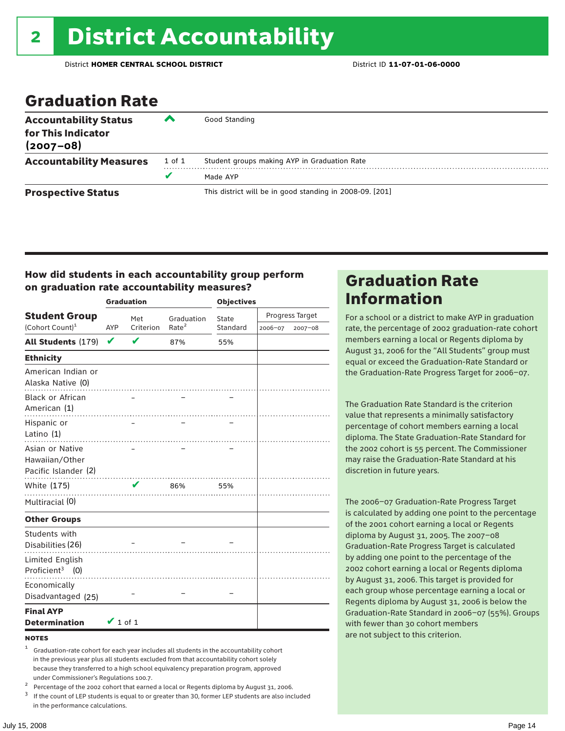# 2 District Accountability

District **HOMER CENTRAL SCHOOL DISTRICT** District ID **11-07-01-06-0000**

## Graduation Rate

| | | |
|---|---|---|
| **Accountability Status for This Indicator (2007–08)** | ^ | Good Standing |
| **Accountability Measures** | 1 of 1 | Student groups making AYP in Graduation Rate |
| | ✔ | Made AYP |
| **Prospective Status** | | This district will be in good standing in 2008-09. [201] |

### How did students in each accountability group perform on graduation rate accountability measures?

| Student Group (Cohort Count)[1] | Graduation AYP | Met Criterion | Graduation Rate[2] | Objectives State Standard | Progress Target 2006–07 | Progress Target 2007–08 |
|---|---|---|---|---|---|---|
| **All Students** (179) | ✔ | ✔ | 87% | 55% | | |
| **Ethnicity** | | | | | | |
| American Indian or Alaska Native (0) | | | | | | |
| Black or African American (1) | | – | – | – | | |
| Hispanic or Latino (1) | | – | – | – | | |
| Asian or Native Hawaiian/Other Pacific Islander (2) | | – | – | – | | |
| White (175) | | ✔ | 86% | 55% | | |
| Multiracial (0) | | | | | | |
| **Other Groups** | | | | | | |
| Students with Disabilities (26) | | – | – | – | | |
| Limited English Proficient[3] (0) | | | | | | |
| Economically Disadvantaged (25) | | – | – | – | | |
| **Final AYP Determination** | ✔ 1 of 1 | | | | | |

**NOTES**

[1] Graduation-rate cohort for each year includes all students in the accountability cohort in the previous year plus all students excluded from that accountability cohort solely because they transferred to a high school equivalency preparation program, approved under Commissioner's Regulations 100.7.

[2] Percentage of the 2002 cohort that earned a local or Regents diploma by August 31, 2006.

[3] If the count of LEP students is equal to or greater than 30, former LEP students are also included in the performance calculations.

## Graduation Rate Information

For a school or a district to make AYP in graduation rate, the percentage of 2002 graduation-rate cohort members earning a local or Regents diploma by August 31, 2006 for the "All Students" group must equal or exceed the Graduation-Rate Standard or the Graduation-Rate Progress Target for 2006–07.

The Graduation Rate Standard is the criterion value that represents a minimally satisfactory percentage of cohort members earning a local diploma. The State Graduation-Rate Standard for the 2002 cohort is 55 percent. The Commissioner may raise the Graduation-Rate Standard at his discretion in future years.

The 2006–07 Graduation-Rate Progress Target is calculated by adding one point to the percentage of the 2001 cohort earning a local or Regents diploma by August 31, 2005. The 2007–08 Graduation-Rate Progress Target is calculated by adding one point to the percentage of the 2002 cohort earning a local or Regents diploma by August 31, 2006. This target is provided for each group whose percentage earning a local or Regents diploma by August 31, 2006 is below the Graduation-Rate Standard in 2006–07 (55%). Groups with fewer than 30 cohort members are not subject to this criterion.

July 15, 2008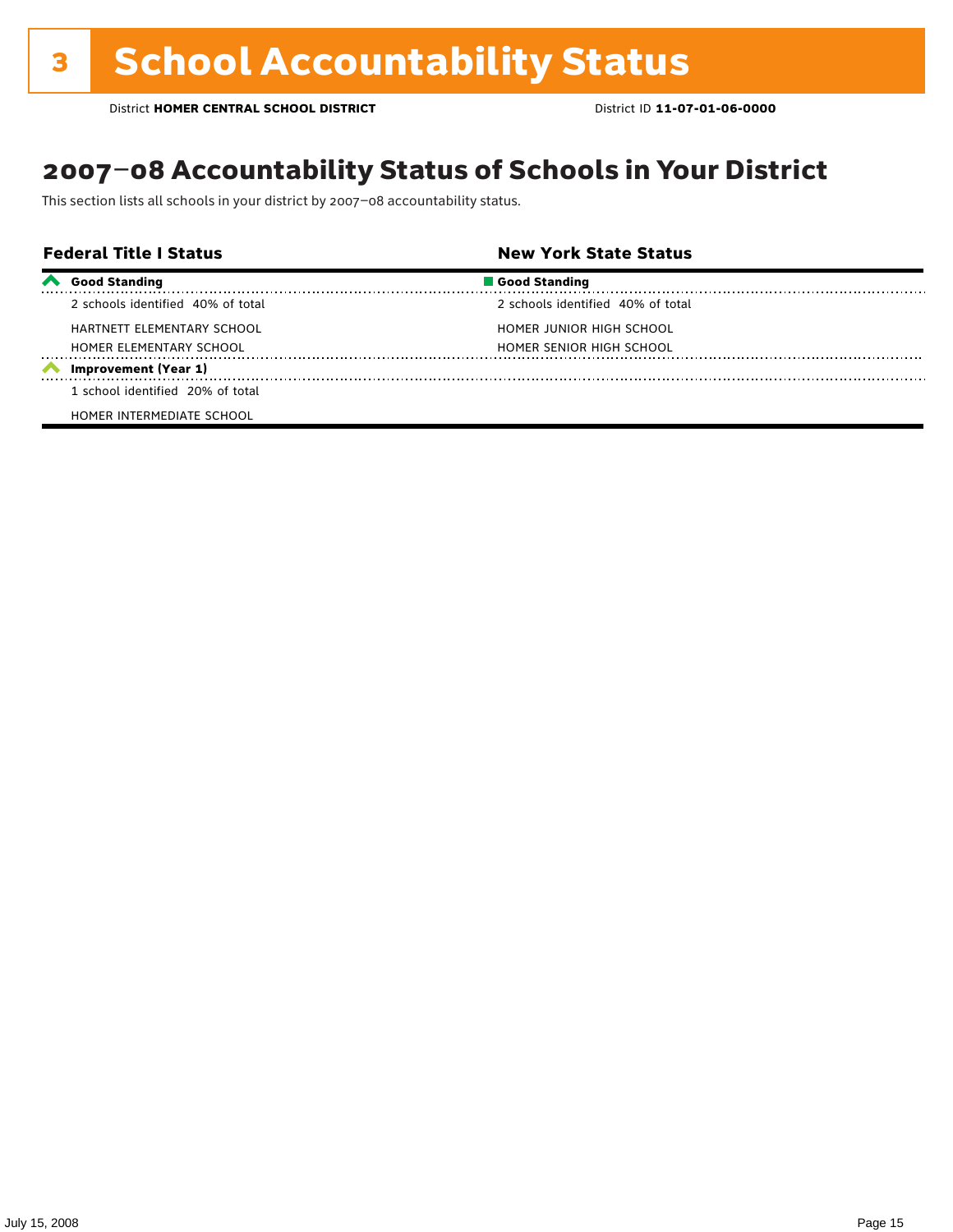# 3 School Accountability Status

District **HOMER CENTRAL SCHOOL DISTRICT** District ID **11-07-01-06-0000**

## 2007–08 Accountability Status of Schools in Your District

This section lists all schools in your district by 2007–08 accountability status.

| Federal Title I Status | New York State Status |
|---|---|
| **Good Standing** | **Good Standing** |
| 2 schools identified 40% of total | 2 schools identified 40% of total |
| HARTNETT ELEMENTARY SCHOOL | HOMER JUNIOR HIGH SCHOOL |
| HOMER ELEMENTARY SCHOOL | HOMER SENIOR HIGH SCHOOL |
| **Improvement (Year 1)** | |
| 1 school identified 20% of total | |
| HOMER INTERMEDIATE SCHOOL | |

July 15, 2008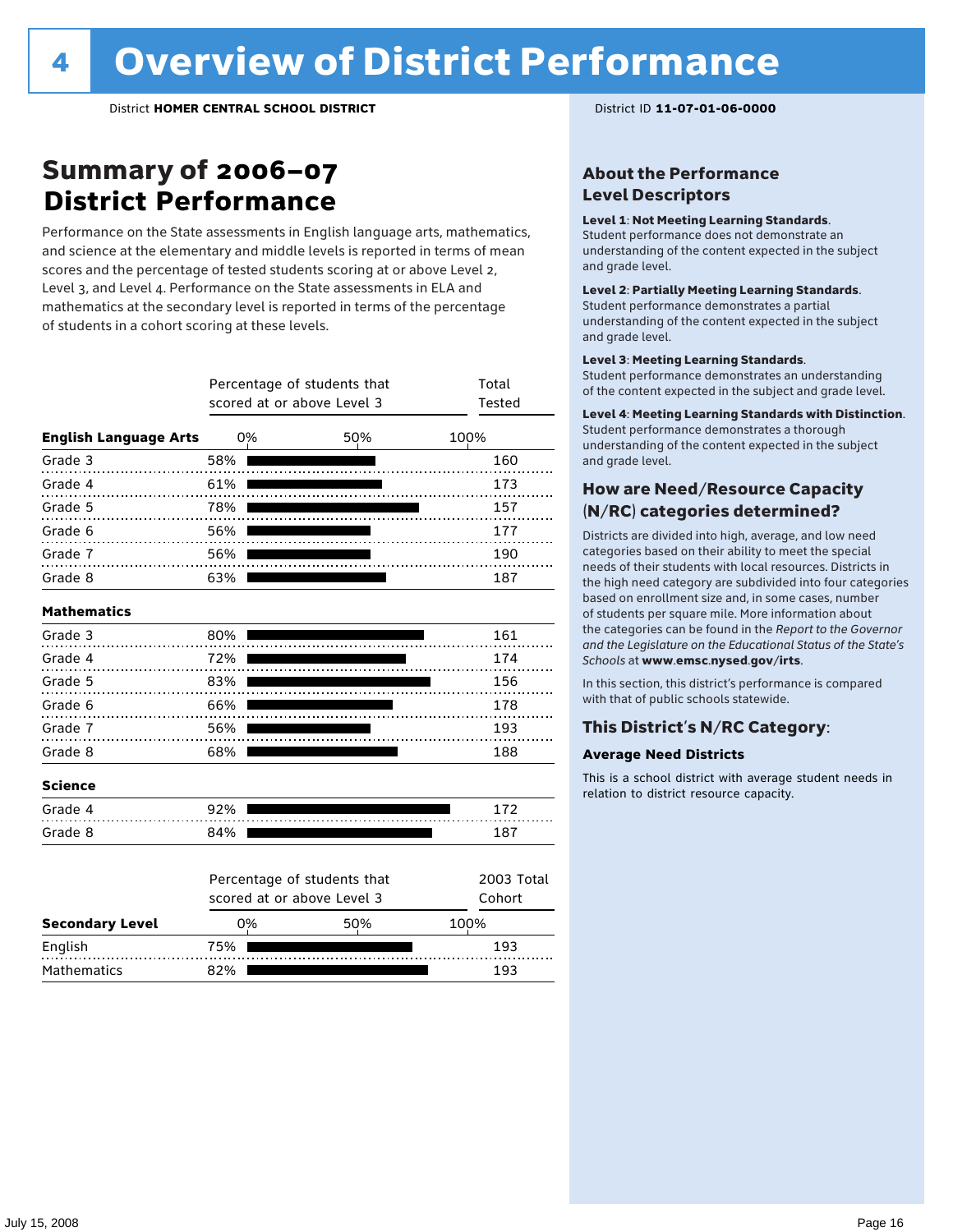# 4 Overview of District Performance

District **HOMER CENTRAL SCHOOL DISTRICT**

District ID **11-07-01-06-0000**

## Summary of 2006–07 District Performance

Performance on the State assessments in English language arts, mathematics, and science at the elementary and middle levels is reported in terms of mean scores and the percentage of tested students scoring at or above Level 2, Level 3, and Level 4. Performance on the State assessments in ELA and mathematics at the secondary level is reported in terms of the percentage of students in a cohort scoring at these levels.

| | Percentage of students that scored at or above Level 3 | Total Tested |
|---|---|---|
| **English Language Arts** | | |
| Grade 3 | 58% | 160 |
| Grade 4 | 61% | 173 |
| Grade 5 | 78% | 157 |
| Grade 6 | 56% | 177 |
| Grade 7 | 56% | 190 |
| Grade 8 | 63% | 187 |
| **Mathematics** | | |
| Grade 3 | 80% | 161 |
| Grade 4 | 72% | 174 |
| Grade 5 | 83% | 156 |
| Grade 6 | 66% | 178 |
| Grade 7 | 56% | 193 |
| Grade 8 | 68% | 188 |
| **Science** | | |
| Grade 4 | 92% | 172 |
| Grade 8 | 84% | 187 |

| Secondary Level | Percentage of students that scored at or above Level 3 | 2003 Total Cohort |
|---|---|---|
| English | 75% | 193 |
| Mathematics | 82% | 193 |

## About the Performance Level Descriptors

**Level 1: Not Meeting Learning Standards.** Student performance does not demonstrate an understanding of the content expected in the subject and grade level.

**Level 2: Partially Meeting Learning Standards.** Student performance demonstrates a partial understanding of the content expected in the subject and grade level.

**Level 3: Meeting Learning Standards.** Student performance demonstrates an understanding of the content expected in the subject and grade level.

**Level 4: Meeting Learning Standards with Distinction.** Student performance demonstrates a thorough understanding of the content expected in the subject and grade level.

## How are Need/Resource Capacity (N/RC) categories determined?

Districts are divided into high, average, and low need categories based on their ability to meet the special needs of their students with local resources. Districts in the high need category are subdivided into four categories based on enrollment size and, in some cases, number of students per square mile. More information about the categories can be found in the *Report to the Governor and the Legislature on the Educational Status of the State's Schools* at **www.emsc.nysed.gov/irts**.

In this section, this district's performance is compared with that of public schools statewide.

## This District's N/RC Category:

**Average Need Districts**

This is a school district with average student needs in relation to district resource capacity.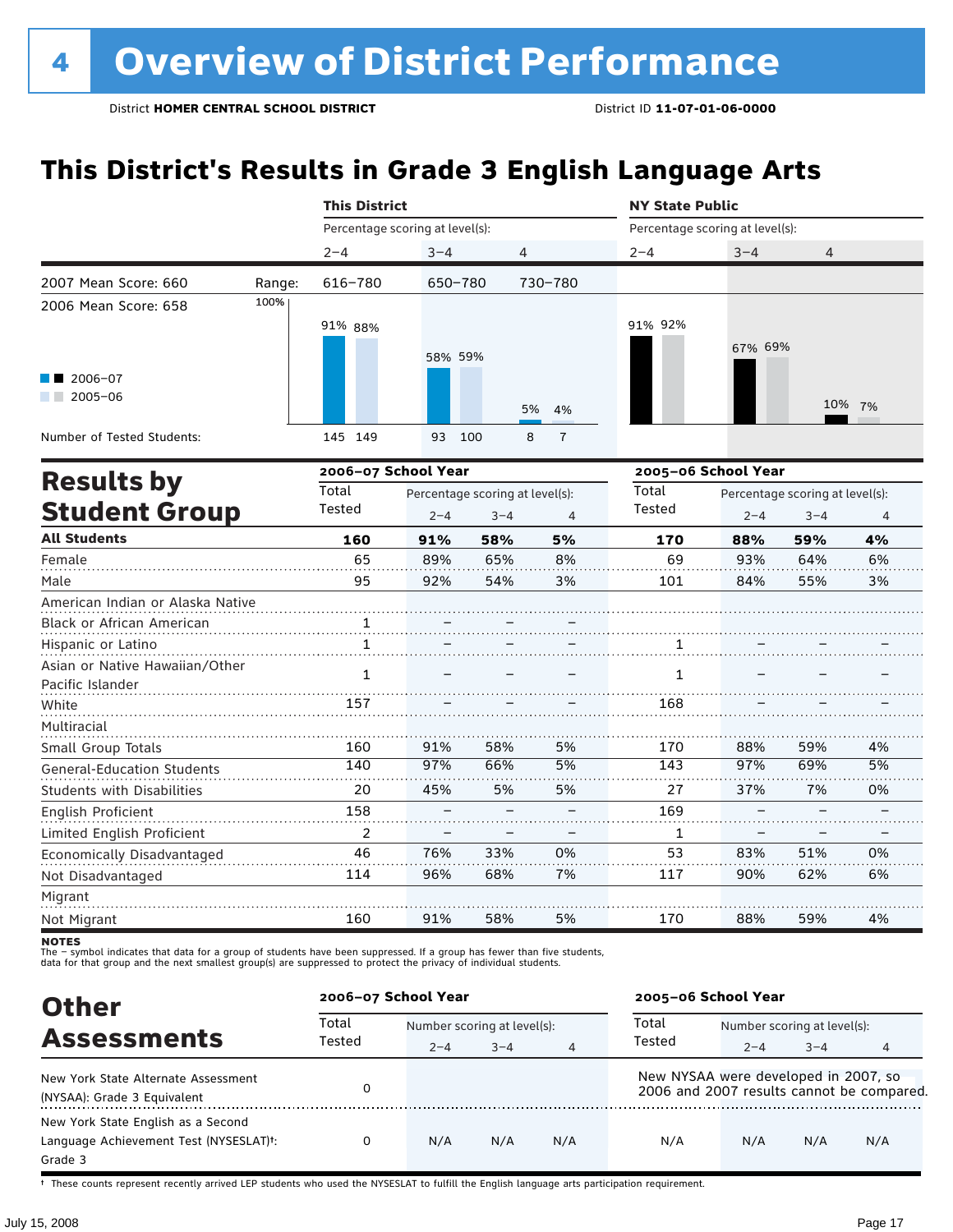# 4 Overview of District Performance

District **HOMER CENTRAL SCHOOL DISTRICT** District ID **11-07-01-06-0000**

## This District's Results in Grade 3 English Language Arts

| | | This District | | | NY State Public | | |
|---|---|---|---|---|---|---|---|
| | | Percentage scoring at level(s): | | | Percentage scoring at level(s): | | |
| | | 2–4 | 3–4 | 4 | 2–4 | 3–4 | 4 |
| 2007 Mean Score: 660 | Range: | 616–780 | 650–780 | 730–780 | | | |
| 2006 Mean Score: 658 | | | | | | | |
| 2006–07 | | 91% | 58% | 5% | 91% | 67% | 10% |
| 2005–06 | | 88% | 59% | 4% | 92% | 69% | 7% |
| Number of Tested Students: 2006–07 | | 145 | 93 | 8 | | | |
| Number of Tested Students: 2005–06 | | 149 | 100 | 7 | | | |

## Results by Student Group

| | 2006–07 School Year | | | | 2005–06 School Year | | | |
|---|---|---|---|---|---|---|---|---|
| | Total Tested | Percentage scoring at level(s): 2–4 | 3–4 | 4 | Total Tested | Percentage scoring at level(s): 2–4 | 3–4 | 4 |
| **All Students** | **160** | **91%** | **58%** | **5%** | **170** | **88%** | **59%** | **4%** |
| Female | 65 | 89% | 65% | 8% | 69 | 93% | 64% | 6% |
| Male | 95 | 92% | 54% | 3% | 101 | 84% | 55% | 3% |
| American Indian or Alaska Native | | | | | | | | |
| Black or African American | 1 | – | – | – | | | | |
| Hispanic or Latino | 1 | – | – | – | 1 | – | – | – |
| Asian or Native Hawaiian/Other Pacific Islander | 1 | – | – | – | 1 | – | – | – |
| White | 157 | – | – | – | 168 | – | – | – |
| Multiracial | | | | | | | | |
| Small Group Totals | 160 | 91% | 58% | 5% | 170 | 88% | 59% | 4% |
| General-Education Students | 140 | 97% | 66% | 5% | 143 | 97% | 69% | 5% |
| Students with Disabilities | 20 | 45% | 5% | 5% | 27 | 37% | 7% | 0% |
| English Proficient | 158 | – | – | – | 169 | – | – | – |
| Limited English Proficient | 2 | – | – | – | 1 | – | – | – |
| Economically Disadvantaged | 46 | 76% | 33% | 0% | 53 | 83% | 51% | 0% |
| Not Disadvantaged | 114 | 96% | 68% | 7% | 117 | 90% | 62% | 6% |
| Migrant | | | | | | | | |
| Not Migrant | 160 | 91% | 58% | 5% | 170 | 88% | 59% | 4% |

**NOTES**
The – symbol indicates that data for a group of students have been suppressed. If a group has fewer than five students, data for that group and the next smallest group(s) are suppressed to protect the privacy of individual students.

## Other Assessments

| | 2006–07 School Year | | | | 2005–06 School Year | | | |
|---|---|---|---|---|---|---|---|---|
| | Total Tested | Number scoring at level(s): 2–4 | 3–4 | 4 | Total Tested | Number scoring at level(s): 2–4 | 3–4 | 4 |
| New York State Alternate Assessment (NYSAA): Grade 3 Equivalent | 0 | | | | New NYSAA were developed in 2007, so 2006 and 2007 results cannot be compared. | | | |
| New York State English as a Second Language Achievement Test (NYSESLAT)†: Grade 3 | 0 | N/A | N/A | N/A | N/A | N/A | N/A | N/A |

† These counts represent recently arrived LEP students who used the NYSESLAT to fulfill the English language arts participation requirement.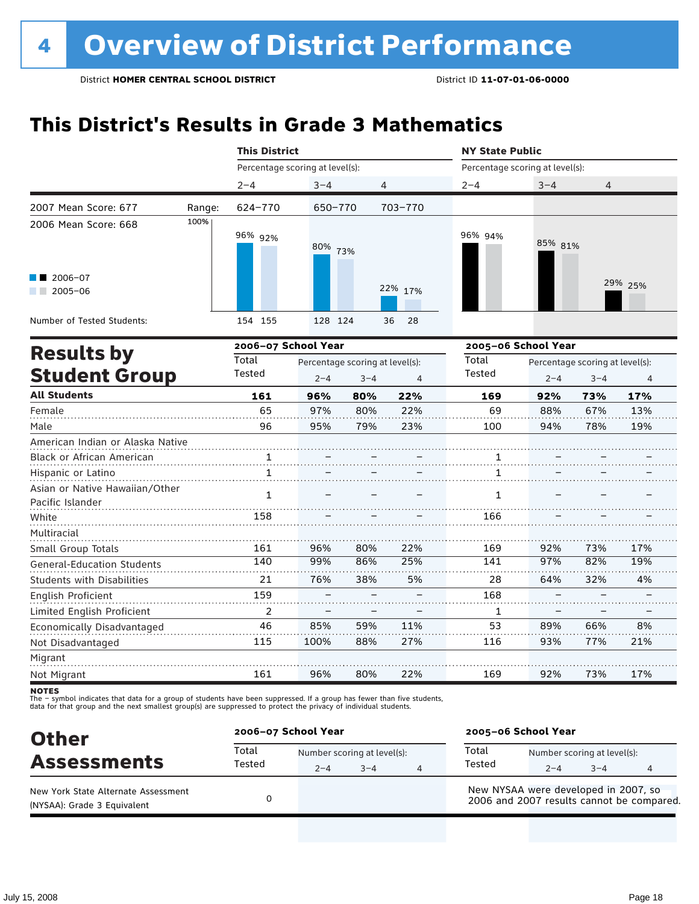# 4 Overview of District Performance

District **HOMER CENTRAL SCHOOL DISTRICT** District ID **11-07-01-06-0000**

## This District's Results in Grade 3 Mathematics

| | | This District | | | NY State Public | | |
|---|---|---|---|---|---|---|---|
| | | Percentage scoring at level(s): | | | Percentage scoring at level(s): | | |
| | | 2–4 | 3–4 | 4 | 2–4 | 3–4 | 4 |
| 2007 Mean Score: 677 | Range: | 624–770 | 650–770 | 703–770 | | | |
| 2006 Mean Score: 668 | | | | | | | |
| 2006–07 | | 96% | 80% | 22% | 96% | 85% | 29% |
| 2005–06 | | 92% | 73% | 17% | 94% | 81% | 25% |
| Number of Tested Students: 2006–07 | | 154 | 128 | 36 | | | |
| Number of Tested Students: 2005–06 | | 155 | 124 | 28 | | | |

## Results by Student Group

| | 2006–07 School Year | | | | 2005–06 School Year | | | |
|---|---|---|---|---|---|---|---|---|
| | Total Tested | Percentage scoring at level(s): | | | Total Tested | Percentage scoring at level(s): | | |
| | | 2–4 | 3–4 | 4 | | 2–4 | 3–4 | 4 |
| **All Students** | **161** | **96%** | **80%** | **22%** | **169** | **92%** | **73%** | **17%** |
| Female | 65 | 97% | 80% | 22% | 69 | 88% | 67% | 13% |
| Male | 96 | 95% | 79% | 23% | 100 | 94% | 78% | 19% |
| American Indian or Alaska Native | | | | | | | | |
| Black or African American | 1 | – | – | – | 1 | – | – | – |
| Hispanic or Latino | 1 | – | – | – | 1 | – | – | – |
| Asian or Native Hawaiian/Other Pacific Islander | 1 | – | – | – | 1 | – | – | – |
| White | 158 | – | – | – | 166 | – | – | – |
| Multiracial | | | | | | | | |
| Small Group Totals | 161 | 96% | 80% | 22% | 169 | 92% | 73% | 17% |
| General-Education Students | 140 | 99% | 86% | 25% | 141 | 97% | 82% | 19% |
| Students with Disabilities | 21 | 76% | 38% | 5% | 28 | 64% | 32% | 4% |
| English Proficient | 159 | – | – | – | 168 | – | – | – |
| Limited English Proficient | 2 | – | – | – | 1 | – | – | – |
| Economically Disadvantaged | 46 | 85% | 59% | 11% | 53 | 89% | 66% | 8% |
| Not Disadvantaged | 115 | 100% | 88% | 27% | 116 | 93% | 77% | 21% |
| Migrant | | | | | | | | |
| Not Migrant | 161 | 96% | 80% | 22% | 169 | 92% | 73% | 17% |

**NOTES**
The – symbol indicates that data for a group of students have been suppressed. If a group has fewer than five students, data for that group and the next smallest group(s) are suppressed to protect the privacy of individual students.

## Other Assessments

| | 2006–07 School Year | | | | 2005–06 School Year | | | |
|---|---|---|---|---|---|---|---|---|
| | Total Tested | Number scoring at level(s): | | | Total Tested | Number scoring at level(s): | | |
| | | 2–4 | 3–4 | 4 | | 2–4 | 3–4 | 4 |
| New York State Alternate Assessment (NYSAA): Grade 3 Equivalent | 0 | | | | New NYSAA were developed in 2007, so 2006 and 2007 results cannot be compared. | | | |

July 15, 2008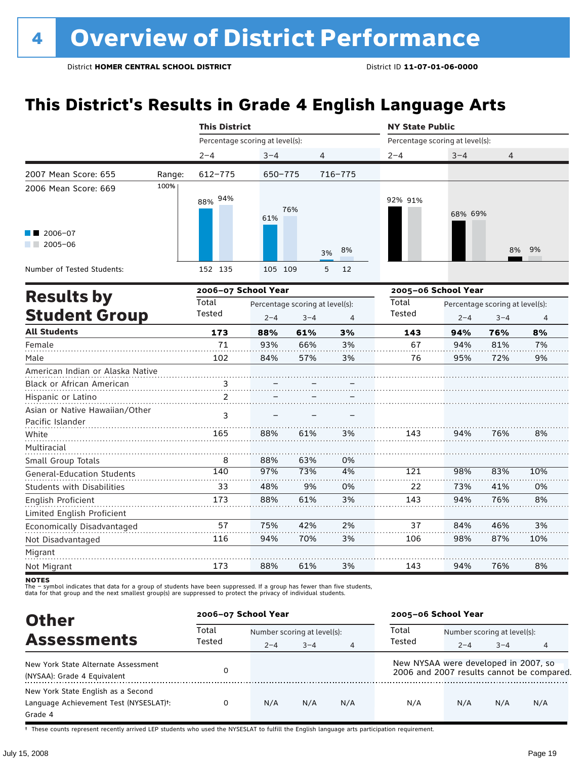# 4 Overview of District Performance

District **HOMER CENTRAL SCHOOL DISTRICT** District ID **11-07-01-06-0000**

## This District's Results in Grade 4 English Language Arts

| | | This District | | | NY State Public | | |
|---|---|---|---|---|---|---|---|
| | | Percentage scoring at level(s): | | | Percentage scoring at level(s): | | |
| | | 2–4 | 3–4 | 4 | 2–4 | 3–4 | 4 |
| 2007 Mean Score: 655 | Range: | 612–775 | 650–775 | 716–775 | | | |
| 2006 Mean Score: 669 | | | | | | | |
| 2006–07 | | 88% | 61% | 3% | 92% | 68% | 8% |
| 2005–06 | | 94% | 76% | 8% | 91% | 69% | 9% |
| Number of Tested Students: 2006–07 | | 152 | 105 | 5 | | | |
| Number of Tested Students: 2005–06 | | 135 | 109 | 12 | | | |

## Results by Student Group

| | 2006–07 School Year | | | | 2005–06 School Year | | | |
|---|---|---|---|---|---|---|---|---|
| | Total Tested | Percentage scoring at level(s): 2–4 | 3–4 | 4 | Total Tested | Percentage scoring at level(s): 2–4 | 3–4 | 4 |
| **All Students** | **173** | **88%** | **61%** | **3%** | **143** | **94%** | **76%** | **8%** |
| Female | 71 | 93% | 66% | 3% | 67 | 94% | 81% | 7% |
| Male | 102 | 84% | 57% | 3% | 76 | 95% | 72% | 9% |
| American Indian or Alaska Native | | | | | | | | |
| Black or African American | 3 | – | – | – | | | | |
| Hispanic or Latino | 2 | – | – | – | | | | |
| Asian or Native Hawaiian/Other Pacific Islander | 3 | – | – | – | | | | |
| White | 165 | 88% | 61% | 3% | 143 | 94% | 76% | 8% |
| Multiracial | | | | | | | | |
| Small Group Totals | 8 | 88% | 63% | 0% | | | | |
| General-Education Students | 140 | 97% | 73% | 4% | 121 | 98% | 83% | 10% |
| Students with Disabilities | 33 | 48% | 9% | 0% | 22 | 73% | 41% | 0% |
| English Proficient | 173 | 88% | 61% | 3% | 143 | 94% | 76% | 8% |
| Limited English Proficient | | | | | | | | |
| Economically Disadvantaged | 57 | 75% | 42% | 2% | 37 | 84% | 46% | 3% |
| Not Disadvantaged | 116 | 94% | 70% | 3% | 106 | 98% | 87% | 10% |
| Migrant | | | | | | | | |
| Not Migrant | 173 | 88% | 61% | 3% | 143 | 94% | 76% | 8% |

**NOTES**
The – symbol indicates that data for a group of students have been suppressed. If a group has fewer than five students, data for that group and the next smallest group(s) are suppressed to protect the privacy of individual students.

## Other Assessments

| | 2006–07 School Year | | | | 2005–06 School Year | | | |
|---|---|---|---|---|---|---|---|---|
| | Total Tested | Number scoring at level(s): 2–4 | 3–4 | 4 | Total Tested | Number scoring at level(s): 2–4 | 3–4 | 4 |
| New York State Alternate Assessment (NYSAA): Grade 4 Equivalent | 0 | | | | New NYSAA were developed in 2007, so 2006 and 2007 results cannot be compared. | | | |
| New York State English as a Second Language Achievement Test (NYSESLAT)†: Grade 4 | 0 | N/A | N/A | N/A | N/A | N/A | N/A | N/A |

† These counts represent recently arrived LEP students who used the NYSESLAT to fulfill the English language arts participation requirement.

July 15, 2008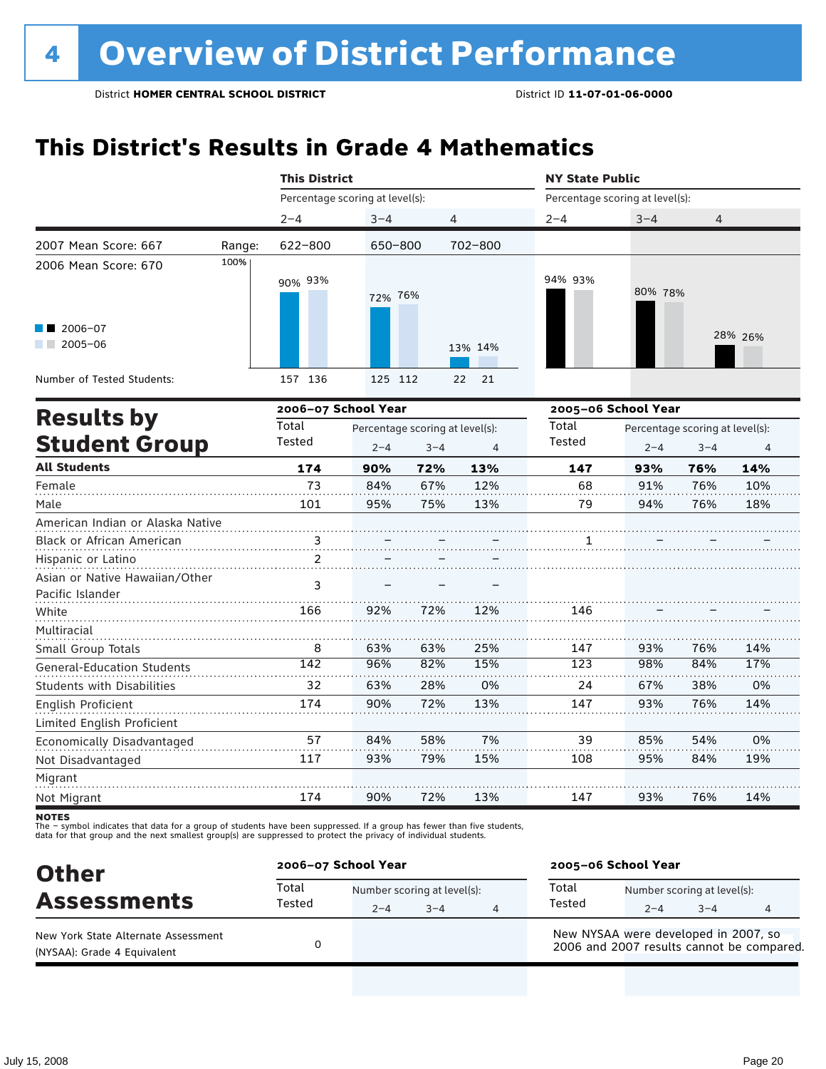# 4 Overview of District Performance

District **HOMER CENTRAL SCHOOL DISTRICT** District ID **11-07-01-06-0000**

## This District's Results in Grade 4 Mathematics

| | This District | | | NY State Public | | |
|---|---|---|---|---|---|---|
| | Percentage scoring at level(s): | | | Percentage scoring at level(s): | | |
| | 2–4 | 3–4 | 4 | 2–4 | 3–4 | 4 |
| 2007 Mean Score: 667 — Range: | 622–800 | 650–800 | 702–800 | | | |
| 2006–07 | 90% | 72% | 13% | 94% | 80% | 28% |
| 2005–06 | 93% | 76% | 14% | 93% | 78% | 26% |
| Number of Tested Students (2006–07) | 157 | 125 | 22 | | | |
| Number of Tested Students (2005–06) | 136 | 112 | 21 | | | |

2006 Mean Score: 670

## Results by Student Group

| | 2006–07 School Year | | | | 2005–06 School Year | | | |
|---|---|---|---|---|---|---|---|---|
| | Total Tested | Percentage scoring at level(s): 2–4 | 3–4 | 4 | Total Tested | Percentage scoring at level(s): 2–4 | 3–4 | 4 |
| **All Students** | **174** | **90%** | **72%** | **13%** | **147** | **93%** | **76%** | **14%** |
| Female | 73 | 84% | 67% | 12% | 68 | 91% | 76% | 10% |
| Male | 101 | 95% | 75% | 13% | 79 | 94% | 76% | 18% |
| American Indian or Alaska Native | | | | | | | | |
| Black or African American | 3 | – | – | – | 1 | – | – | – |
| Hispanic or Latino | 2 | – | – | – | | | | |
| Asian or Native Hawaiian/Other Pacific Islander | 3 | – | – | – | | | | |
| White | 166 | 92% | 72% | 12% | 146 | – | – | – |
| Multiracial | | | | | | | | |
| Small Group Totals | 8 | 63% | 63% | 25% | 147 | 93% | 76% | 14% |
| General-Education Students | 142 | 96% | 82% | 15% | 123 | 98% | 84% | 17% |
| Students with Disabilities | 32 | 63% | 28% | 0% | 24 | 67% | 38% | 0% |
| English Proficient | 174 | 90% | 72% | 13% | 147 | 93% | 76% | 14% |
| Limited English Proficient | | | | | | | | |
| Economically Disadvantaged | 57 | 84% | 58% | 7% | 39 | 85% | 54% | 0% |
| Not Disadvantaged | 117 | 93% | 79% | 15% | 108 | 95% | 84% | 19% |
| Migrant | | | | | | | | |
| Not Migrant | 174 | 90% | 72% | 13% | 147 | 93% | 76% | 14% |

**NOTES**
The – symbol indicates that data for a group of students have been suppressed. If a group has fewer than five students, data for that group and the next smallest group(s) are suppressed to protect the privacy of individual students.

## Other Assessments

| | 2006–07 School Year | | | | 2005–06 School Year | | | |
|---|---|---|---|---|---|---|---|---|
| | Total Tested | Number scoring at level(s): 2–4 | 3–4 | 4 | Total Tested | Number scoring at level(s): 2–4 | 3–4 | 4 |
| New York State Alternate Assessment (NYSAA): Grade 4 Equivalent | 0 | | | | New NYSAA were developed in 2007, so 2006 and 2007 results cannot be compared. | | | |

July 15, 2008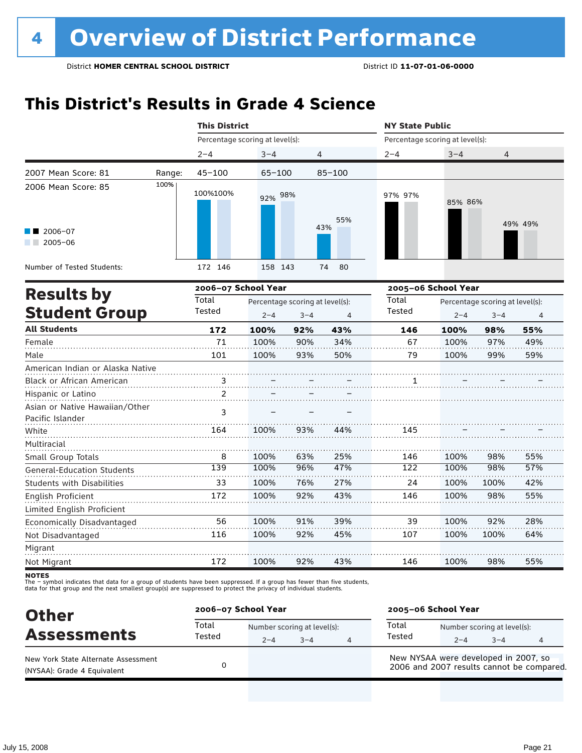# 4 Overview of District Performance

District **HOMER CENTRAL SCHOOL DISTRICT** District ID **11-07-01-06-0000**

## This District's Results in Grade 4 Science

| | | This District | | | NY State Public | | |
|---|---|---|---|---|---|---|---|
| | | Percentage scoring at level(s): | | | Percentage scoring at level(s): | | |
| | | 2–4 | 3–4 | 4 | 2–4 | 3–4 | 4 |
| 2007 Mean Score: 81 | Range: | 45–100 | 65–100 | 85–100 | | | |
| 2006 Mean Score: 85 | | | | | | | |
| 2006–07 | | 100% | 92% | 43% | 97% | 85% | 49% |
| 2005–06 | | 100% | 98% | 55% | 97% | 86% | 49% |
| Number of Tested Students: 2006–07 | | 172 | 158 | 74 | | | |
| Number of Tested Students: 2005–06 | | 146 | 143 | 80 | | | |

## Results by Student Group

| | 2006–07 School Year | | | | 2005–06 School Year | | | |
|---|---|---|---|---|---|---|---|---|
| | Total Tested | Percentage scoring at level(s): 2–4 | 3–4 | 4 | Total Tested | Percentage scoring at level(s): 2–4 | 3–4 | 4 |
| **All Students** | **172** | **100%** | **92%** | **43%** | **146** | **100%** | **98%** | **55%** |
| Female | 71 | 100% | 90% | 34% | 67 | 100% | 97% | 49% |
| Male | 101 | 100% | 93% | 50% | 79 | 100% | 99% | 59% |
| American Indian or Alaska Native | | | | | | | | |
| Black or African American | 3 | – | – | – | 1 | – | – | – |
| Hispanic or Latino | 2 | – | – | – | | | | |
| Asian or Native Hawaiian/Other Pacific Islander | 3 | – | – | – | | | | |
| White | 164 | 100% | 93% | 44% | 145 | – | – | – |
| Multiracial | | | | | | | | |
| Small Group Totals | 8 | 100% | 63% | 25% | 146 | 100% | 98% | 55% |
| General-Education Students | 139 | 100% | 96% | 47% | 122 | 100% | 98% | 57% |
| Students with Disabilities | 33 | 100% | 76% | 27% | 24 | 100% | 100% | 42% |
| English Proficient | 172 | 100% | 92% | 43% | 146 | 100% | 98% | 55% |
| Limited English Proficient | | | | | | | | |
| Economically Disadvantaged | 56 | 100% | 91% | 39% | 39 | 100% | 92% | 28% |
| Not Disadvantaged | 116 | 100% | 92% | 45% | 107 | 100% | 100% | 64% |
| Migrant | | | | | | | | |
| Not Migrant | 172 | 100% | 92% | 43% | 146 | 100% | 98% | 55% |

**NOTES**
The – symbol indicates that data for a group of students have been suppressed. If a group has fewer than five students, data for that group and the next smallest group(s) are suppressed to protect the privacy of individual students.

## Other Assessments

| | 2006–07 School Year | | | | 2005–06 School Year | | | |
|---|---|---|---|---|---|---|---|---|
| | Total Tested | Number scoring at level(s): 2–4 | 3–4 | 4 | Total Tested | Number scoring at level(s): 2–4 | 3–4 | 4 |
| New York State Alternate Assessment (NYSAA): Grade 4 Equivalent | 0 | | | | New NYSAA were developed in 2007, so 2006 and 2007 results cannot be compared. | | | |

July 15, 2008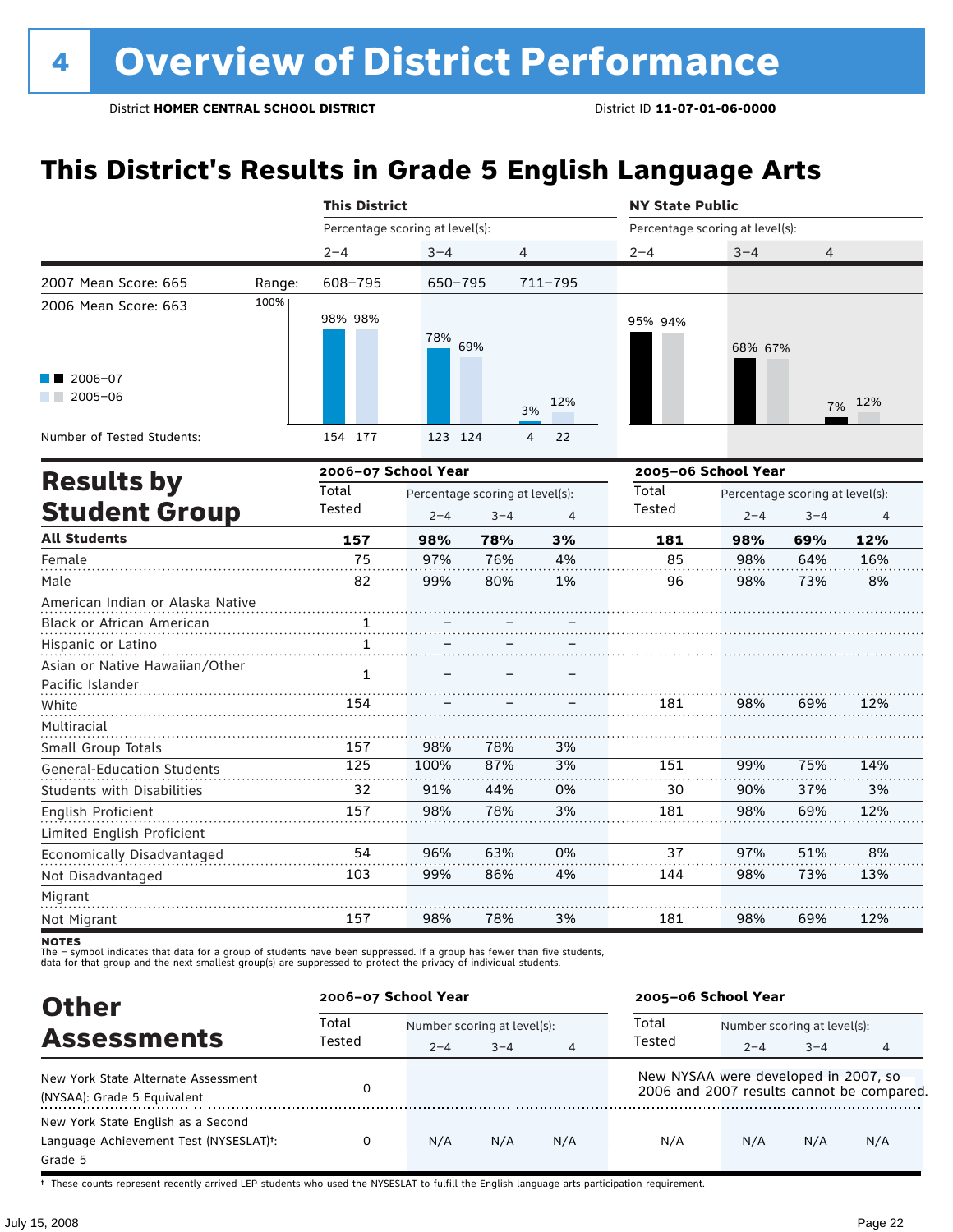# 4 Overview of District Performance

District **HOMER CENTRAL SCHOOL DISTRICT** District ID **11-07-01-06-0000**

## This District's Results in Grade 5 English Language Arts

| | | This District | | | NY State Public | | |
|---|---|---|---|---|---|---|---|
| | | Percentage scoring at level(s): | | | Percentage scoring at level(s): | | |
| | | 2–4 | 3–4 | 4 | 2–4 | 3–4 | 4 |
| 2007 Mean Score: 665 | Range: | 608–795 | 650–795 | 711–795 | | | |
| 2006 Mean Score: 663 | 2006–07 | 98% | 78% | 3% | 95% | 68% | 7% |
| | 2005–06 | 98% | 69% | 12% | 94% | 67% | 12% |
| Number of Tested Students: | 2006–07 | 154 | 123 | 4 | | | |
| | 2005–06 | 177 | 124 | 22 | | | |

## Results by Student Group

| | 2006–07 School Year | | | | 2005–06 School Year | | | |
|---|---|---|---|---|---|---|---|---|
| | Total Tested | Percentage scoring at level(s): 2–4 | 3–4 | 4 | Total Tested | Percentage scoring at level(s): 2–4 | 3–4 | 4 |
| **All Students** | **157** | **98%** | **78%** | **3%** | **181** | **98%** | **69%** | **12%** |
| Female | 75 | 97% | 76% | 4% | 85 | 98% | 64% | 16% |
| Male | 82 | 99% | 80% | 1% | 96 | 98% | 73% | 8% |
| American Indian or Alaska Native | | | | | | | | |
| Black or African American | 1 | – | – | – | | | | |
| Hispanic or Latino | 1 | – | – | – | | | | |
| Asian or Native Hawaiian/Other Pacific Islander | 1 | – | – | – | | | | |
| White | 154 | – | – | – | 181 | 98% | 69% | 12% |
| Multiracial | | | | | | | | |
| Small Group Totals | 157 | 98% | 78% | 3% | | | | |
| General-Education Students | 125 | 100% | 87% | 3% | 151 | 99% | 75% | 14% |
| Students with Disabilities | 32 | 91% | 44% | 0% | 30 | 90% | 37% | 3% |
| English Proficient | 157 | 98% | 78% | 3% | 181 | 98% | 69% | 12% |
| Limited English Proficient | | | | | | | | |
| Economically Disadvantaged | 54 | 96% | 63% | 0% | 37 | 97% | 51% | 8% |
| Not Disadvantaged | 103 | 99% | 86% | 4% | 144 | 98% | 73% | 13% |
| Migrant | | | | | | | | |
| Not Migrant | 157 | 98% | 78% | 3% | 181 | 98% | 69% | 12% |

**NOTES**
The – symbol indicates that data for a group of students have been suppressed. If a group has fewer than five students, data for that group and the next smallest group(s) are suppressed to protect the privacy of individual students.

## Other Assessments

| | 2006–07 School Year | | | | 2005–06 School Year | | | |
|---|---|---|---|---|---|---|---|---|
| | Total Tested | Number scoring at level(s): 2–4 | 3–4 | 4 | Total Tested | Number scoring at level(s): 2–4 | 3–4 | 4 |
| New York State Alternate Assessment (NYSAA): Grade 5 Equivalent | 0 | | | | New NYSAA were developed in 2007, so 2006 and 2007 results cannot be compared. | | | |
| New York State English as a Second Language Achievement Test (NYSESLAT)†: Grade 5 | 0 | N/A | N/A | N/A | N/A | N/A | N/A | N/A |

† These counts represent recently arrived LEP students who used the NYSESLAT to fulfill the English language arts participation requirement.

July 15, 2008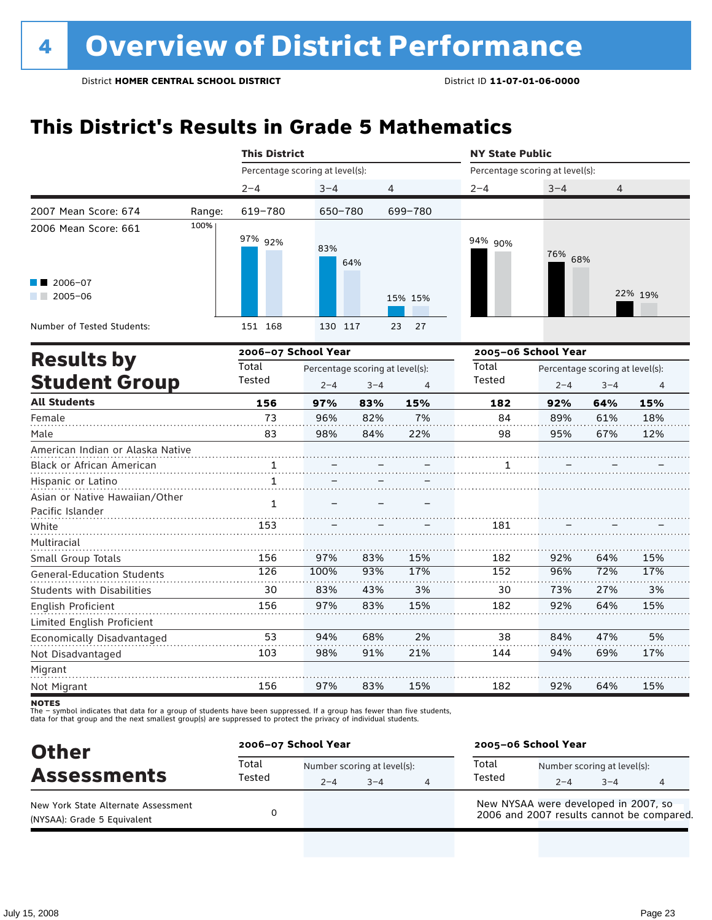# 4 Overview of District Performance

District **HOMER CENTRAL SCHOOL DISTRICT** District ID **11-07-01-06-0000**

## This District's Results in Grade 5 Mathematics

| | | This District | | | NY State Public | | |
|---|---|---|---|---|---|---|---|
| | | Percentage scoring at level(s): | | | Percentage scoring at level(s): | | |
| | | 2–4 | 3–4 | 4 | 2–4 | 3–4 | 4 |
| 2007 Mean Score: 674 | Range: | 619–780 | 650–780 | 699–780 | | | |
| 2006 Mean Score: 661 | | | | | | | |
| 2006–07 | | 97% | 83% | 15% | 94% | 76% | 22% |
| 2005–06 | | 92% | 64% | 15% | 90% | 68% | 19% |
| Number of Tested Students: 2006–07 | | 151 | 130 | 23 | | | |
| Number of Tested Students: 2005–06 | | 168 | 117 | 27 | | | |

## Results by Student Group

| | 2006–07 School Year | | | | 2005–06 School Year | | | |
|---|---|---|---|---|---|---|---|---|
| | Total Tested | Percentage scoring at level(s): 2–4 | 3–4 | 4 | Total Tested | Percentage scoring at level(s): 2–4 | 3–4 | 4 |
| **All Students** | **156** | **97%** | **83%** | **15%** | **182** | **92%** | **64%** | **15%** |
| Female | 73 | 96% | 82% | 7% | 84 | 89% | 61% | 18% |
| Male | 83 | 98% | 84% | 22% | 98 | 95% | 67% | 12% |
| American Indian or Alaska Native | | | | | | | | |
| Black or African American | 1 | – | – | – | 1 | – | – | – |
| Hispanic or Latino | 1 | – | – | – | | | | |
| Asian or Native Hawaiian/Other Pacific Islander | 1 | – | – | – | | | | |
| White | 153 | – | – | – | 181 | – | – | – |
| Multiracial | | | | | | | | |
| Small Group Totals | 156 | 97% | 83% | 15% | 182 | 92% | 64% | 15% |
| General-Education Students | 126 | 100% | 93% | 17% | 152 | 96% | 72% | 17% |
| Students with Disabilities | 30 | 83% | 43% | 3% | 30 | 73% | 27% | 3% |
| English Proficient | 156 | 97% | 83% | 15% | 182 | 92% | 64% | 15% |
| Limited English Proficient | | | | | | | | |
| Economically Disadvantaged | 53 | 94% | 68% | 2% | 38 | 84% | 47% | 5% |
| Not Disadvantaged | 103 | 98% | 91% | 21% | 144 | 94% | 69% | 17% |
| Migrant | | | | | | | | |
| Not Migrant | 156 | 97% | 83% | 15% | 182 | 92% | 64% | 15% |

**NOTES**
The – symbol indicates that data for a group of students have been suppressed. If a group has fewer than five students, data for that group and the next smallest group(s) are suppressed to protect the privacy of individual students.

## Other Assessments

| | 2006–07 School Year | | | | 2005–06 School Year | | | |
|---|---|---|---|---|---|---|---|---|
| | Total Tested | Number scoring at level(s): 2–4 | 3–4 | 4 | Total Tested | Number scoring at level(s): 2–4 | 3–4 | 4 |
| New York State Alternate Assessment (NYSAA): Grade 5 Equivalent | 0 | | | | New NYSAA were developed in 2007, so 2006 and 2007 results cannot be compared. | | | |

July 15, 2008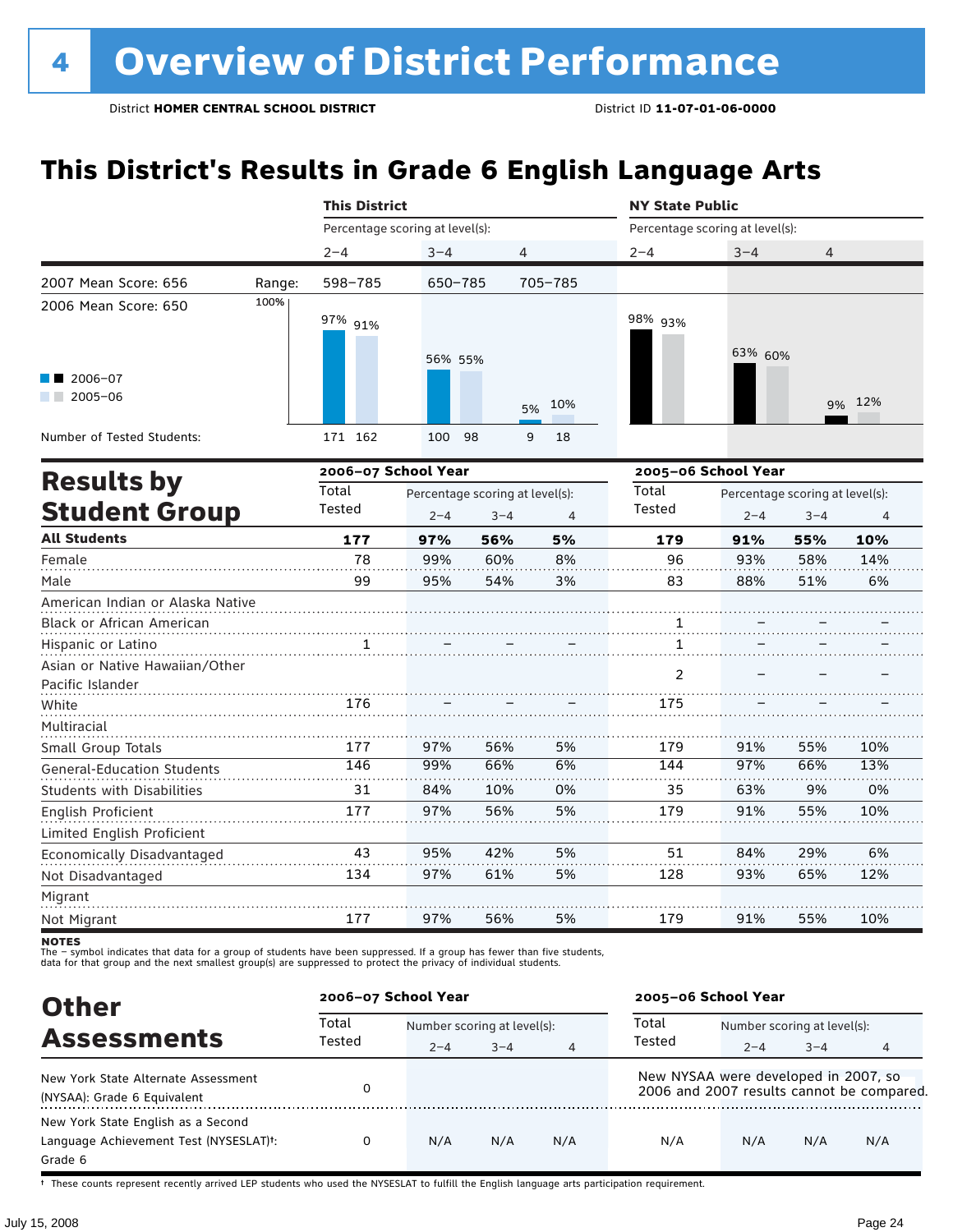# 4 Overview of District Performance

District **HOMER CENTRAL SCHOOL DISTRICT** District ID **11-07-01-06-0000**

## This District's Results in Grade 6 English Language Arts

| | | This District | | | NY State Public | | |
|---|---|---|---|---|---|---|---|
| | | Percentage scoring at level(s): | | | Percentage scoring at level(s): | | |
| | | 2–4 | 3–4 | 4 | 2–4 | 3–4 | 4 |
| 2007 Mean Score: 656 | Range: | 598–785 | 650–785 | 705–785 | | | |
| 2006 Mean Score: 650 | | | | | | | |
| 2006–07 | | 97% | 56% | 5% | 98% | 63% | 9% |
| 2005–06 | | 91% | 55% | 10% | 93% | 60% | 12% |
| Number of Tested Students: 2006–07 | | 171 | 100 | 9 | | | |
| Number of Tested Students: 2005–06 | | 162 | 98 | 18 | | | |

## Results by Student Group

| | 2006–07 School Year | | | | 2005–06 School Year | | | |
|---|---|---|---|---|---|---|---|---|
| | Total Tested | Percentage scoring at level(s): | | | Total Tested | Percentage scoring at level(s): | | |
| | | 2–4 | 3–4 | 4 | | 2–4 | 3–4 | 4 |
| **All Students** | **177** | **97%** | **56%** | **5%** | **179** | **91%** | **55%** | **10%** |
| Female | 78 | 99% | 60% | 8% | 96 | 93% | 58% | 14% |
| Male | 99 | 95% | 54% | 3% | 83 | 88% | 51% | 6% |
| American Indian or Alaska Native | | | | | | | | |
| Black or African American | | | | | 1 | – | – | – |
| Hispanic or Latino | 1 | – | – | – | 1 | – | – | – |
| Asian or Native Hawaiian/Other Pacific Islander | | | | | 2 | – | – | – |
| White | 176 | – | – | – | 175 | – | – | – |
| Multiracial | | | | | | | | |
| Small Group Totals | 177 | 97% | 56% | 5% | 179 | 91% | 55% | 10% |
| General-Education Students | 146 | 99% | 66% | 6% | 144 | 97% | 66% | 13% |
| Students with Disabilities | 31 | 84% | 10% | 0% | 35 | 63% | 9% | 0% |
| English Proficient | 177 | 97% | 56% | 5% | 179 | 91% | 55% | 10% |
| Limited English Proficient | | | | | | | | |
| Economically Disadvantaged | 43 | 95% | 42% | 5% | 51 | 84% | 29% | 6% |
| Not Disadvantaged | 134 | 97% | 61% | 5% | 128 | 93% | 65% | 12% |
| Migrant | | | | | | | | |
| Not Migrant | 177 | 97% | 56% | 5% | 179 | 91% | 55% | 10% |

**NOTES**
The – symbol indicates that data for a group of students have been suppressed. If a group has fewer than five students, data for that group and the next smallest group(s) are suppressed to protect the privacy of individual students.

## Other Assessments

| | 2006–07 School Year | | | | 2005–06 School Year | | | |
|---|---|---|---|---|---|---|---|---|
| | Total Tested | Number scoring at level(s): | | | Total Tested | Number scoring at level(s): | | |
| | | 2–4 | 3–4 | 4 | | 2–4 | 3–4 | 4 |
| New York State Alternate Assessment (NYSAA): Grade 6 Equivalent | 0 | | | | New NYSAA were developed in 2007, so 2006 and 2007 results cannot be compared. | | | |
| New York State English as a Second Language Achievement Test (NYSESLAT)†: Grade 6 | 0 | N/A | N/A | N/A | N/A | N/A | N/A | N/A |

† These counts represent recently arrived LEP students who used the NYSESLAT to fulfill the English language arts participation requirement.

July 15, 2008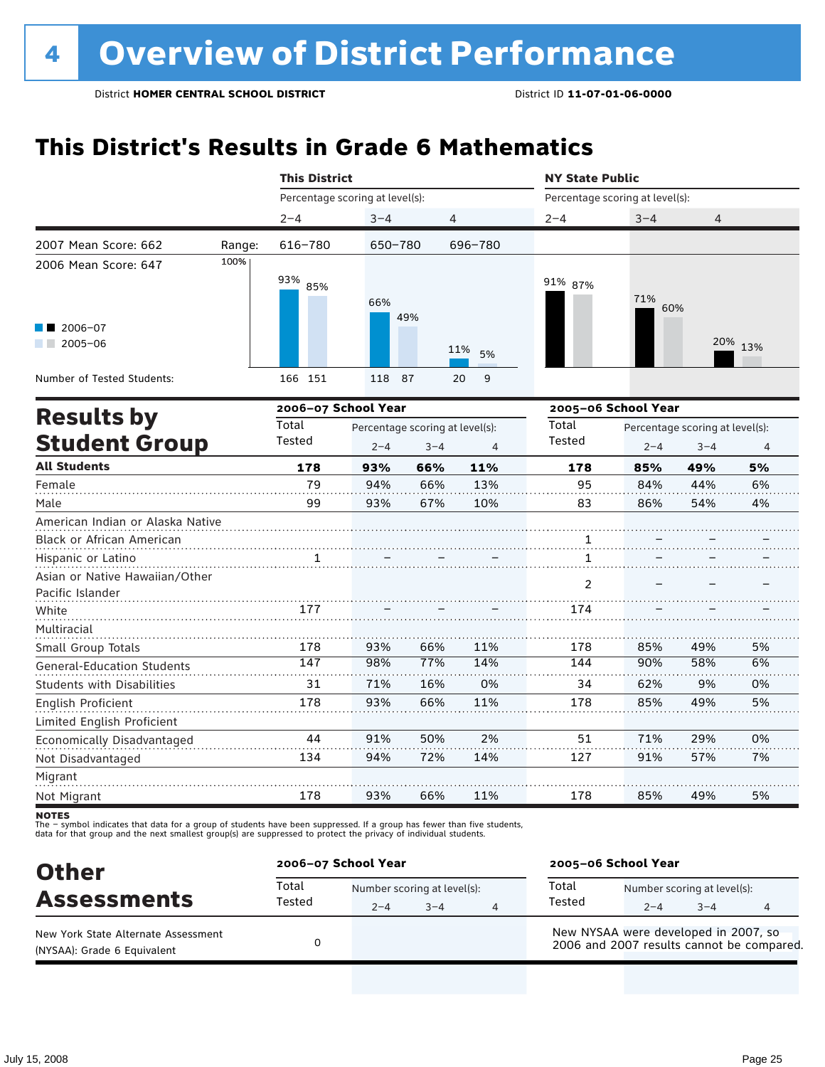# 4 Overview of District Performance

District **HOMER CENTRAL SCHOOL DISTRICT** District ID **11-07-01-06-0000**

## This District's Results in Grade 6 Mathematics

| | This District | | | NY State Public | | |
|---|---|---|---|---|---|---|
| | Percentage scoring at level(s): | | | Percentage scoring at level(s): | | |
| | 2–4 | 3–4 | 4 | 2–4 | 3–4 | 4 |
| 2007 Mean Score: 662 — Range: | 616–780 | 650–780 | 696–780 | | | |
| 2006 Mean Score: 647 | | | | | | |
| 2006–07 | 93% | 66% | 11% | 91% | 71% | 20% |
| 2005–06 | 85% | 49% | 5% | 87% | 60% | 13% |
| Number of Tested Students: 2006–07 | 166 | 118 | 20 | | | |
| Number of Tested Students: 2005–06 | 151 | 87 | 9 | | | |

## Results by Student Group

| | 2006–07 School Year | | | | 2005–06 School Year | | | |
|---|---|---|---|---|---|---|---|---|
| | Total Tested | Percentage scoring at level(s): 2–4 | 3–4 | 4 | Total Tested | Percentage scoring at level(s): 2–4 | 3–4 | 4 |
| **All Students** | **178** | **93%** | **66%** | **11%** | **178** | **85%** | **49%** | **5%** |
| Female | 79 | 94% | 66% | 13% | 95 | 84% | 44% | 6% |
| Male | 99 | 93% | 67% | 10% | 83 | 86% | 54% | 4% |
| American Indian or Alaska Native | | | | | | | | |
| Black or African American | | | | | 1 | – | – | – |
| Hispanic or Latino | 1 | – | – | – | 1 | – | – | – |
| Asian or Native Hawaiian/Other Pacific Islander | | | | | 2 | – | – | – |
| White | 177 | – | – | – | 174 | – | – | – |
| Multiracial | | | | | | | | |
| Small Group Totals | 178 | 93% | 66% | 11% | 178 | 85% | 49% | 5% |
| General-Education Students | 147 | 98% | 77% | 14% | 144 | 90% | 58% | 6% |
| Students with Disabilities | 31 | 71% | 16% | 0% | 34 | 62% | 9% | 0% |
| English Proficient | 178 | 93% | 66% | 11% | 178 | 85% | 49% | 5% |
| Limited English Proficient | | | | | | | | |
| Economically Disadvantaged | 44 | 91% | 50% | 2% | 51 | 71% | 29% | 0% |
| Not Disadvantaged | 134 | 94% | 72% | 14% | 127 | 91% | 57% | 7% |
| Migrant | | | | | | | | |
| Not Migrant | 178 | 93% | 66% | 11% | 178 | 85% | 49% | 5% |

**NOTES**
The – symbol indicates that data for a group of students have been suppressed. If a group has fewer than five students, data for that group and the next smallest group(s) are suppressed to protect the privacy of individual students.

## Other Assessments

| | 2006–07 School Year | | | | 2005–06 School Year | | | |
|---|---|---|---|---|---|---|---|---|
| | Total Tested | Number scoring at level(s): 2–4 | 3–4 | 4 | Total Tested | Number scoring at level(s): 2–4 | 3–4 | 4 |
| New York State Alternate Assessment (NYSAA): Grade 6 Equivalent | 0 | | | | New NYSAA were developed in 2007, so 2006 and 2007 results cannot be compared. | | | |

July 15, 2008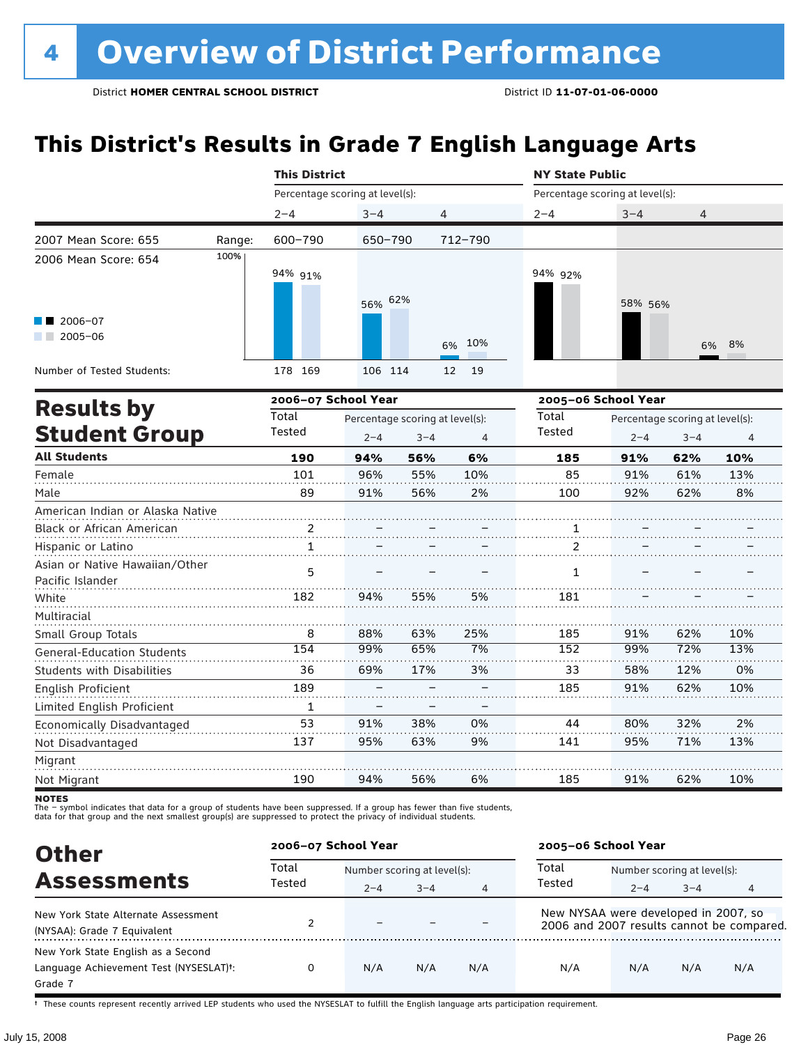# 4 Overview of District Performance

District **HOMER CENTRAL SCHOOL DISTRICT** District ID **11-07-01-06-0000**

## This District's Results in Grade 7 English Language Arts

| | | This District | | | NY State Public | | |
|---|---|---|---|---|---|---|---|
| | | Percentage scoring at level(s): | | | Percentage scoring at level(s): | | |
| | | 2–4 | 3–4 | 4 | 2–4 | 3–4 | 4 |
| 2007 Mean Score: 655 | Range: | 600–790 | 650–790 | 712–790 | | | |
| 2006 Mean Score: 654 | | | | | | | |
| 2006–07 | | 94% | 56% | 6% | 94% | 58% | 6% |
| 2005–06 | | 91% | 62% | 10% | 92% | 56% | 8% |
| Number of Tested Students: 2006–07 | | 178 | 106 | 12 | | | |
| Number of Tested Students: 2005–06 | | 169 | 114 | 19 | | | |

## Results by Student Group

| | 2006–07 School Year | | | | 2005–06 School Year | | | |
|---|---|---|---|---|---|---|---|---|
| | Total Tested | Percentage scoring at level(s): 2–4 | 3–4 | 4 | Total Tested | Percentage scoring at level(s): 2–4 | 3–4 | 4 |
| **All Students** | **190** | **94%** | **56%** | **6%** | **185** | **91%** | **62%** | **10%** |
| Female | 101 | 96% | 55% | 10% | 85 | 91% | 61% | 13% |
| Male | 89 | 91% | 56% | 2% | 100 | 92% | 62% | 8% |
| American Indian or Alaska Native | | | | | | | | |
| Black or African American | 2 | – | – | – | 1 | – | – | – |
| Hispanic or Latino | 1 | – | – | – | 2 | – | – | – |
| Asian or Native Hawaiian/Other Pacific Islander | 5 | – | – | – | 1 | – | – | – |
| White | 182 | 94% | 55% | 5% | 181 | – | – | – |
| Multiracial | | | | | | | | |
| Small Group Totals | 8 | 88% | 63% | 25% | 185 | 91% | 62% | 10% |
| General-Education Students | 154 | 99% | 65% | 7% | 152 | 99% | 72% | 13% |
| Students with Disabilities | 36 | 69% | 17% | 3% | 33 | 58% | 12% | 0% |
| English Proficient | 189 | – | – | – | 185 | 91% | 62% | 10% |
| Limited English Proficient | 1 | – | – | – | | | | |
| Economically Disadvantaged | 53 | 91% | 38% | 0% | 44 | 80% | 32% | 2% |
| Not Disadvantaged | 137 | 95% | 63% | 9% | 141 | 95% | 71% | 13% |
| Migrant | | | | | | | | |
| Not Migrant | 190 | 94% | 56% | 6% | 185 | 91% | 62% | 10% |

**NOTES**
The – symbol indicates that data for a group of students have been suppressed. If a group has fewer than five students, data for that group and the next smallest group(s) are suppressed to protect the privacy of individual students.

## Other Assessments

| | 2006–07 School Year | | | | 2005–06 School Year | | | |
|---|---|---|---|---|---|---|---|---|
| | Total Tested | Number scoring at level(s): 2–4 | 3–4 | 4 | Total Tested | Number scoring at level(s): 2–4 | 3–4 | 4 |
| New York State Alternate Assessment (NYSAA): Grade 7 Equivalent | 2 | – | – | – | New NYSAA were developed in 2007, so 2006 and 2007 results cannot be compared. | | | |
| New York State English as a Second Language Achievement Test (NYSESLAT)†: Grade 7 | 0 | N/A | N/A | N/A | N/A | N/A | N/A | N/A |

† These counts represent recently arrived LEP students who used the NYSESLAT to fulfill the English language arts participation requirement.

July 15, 2008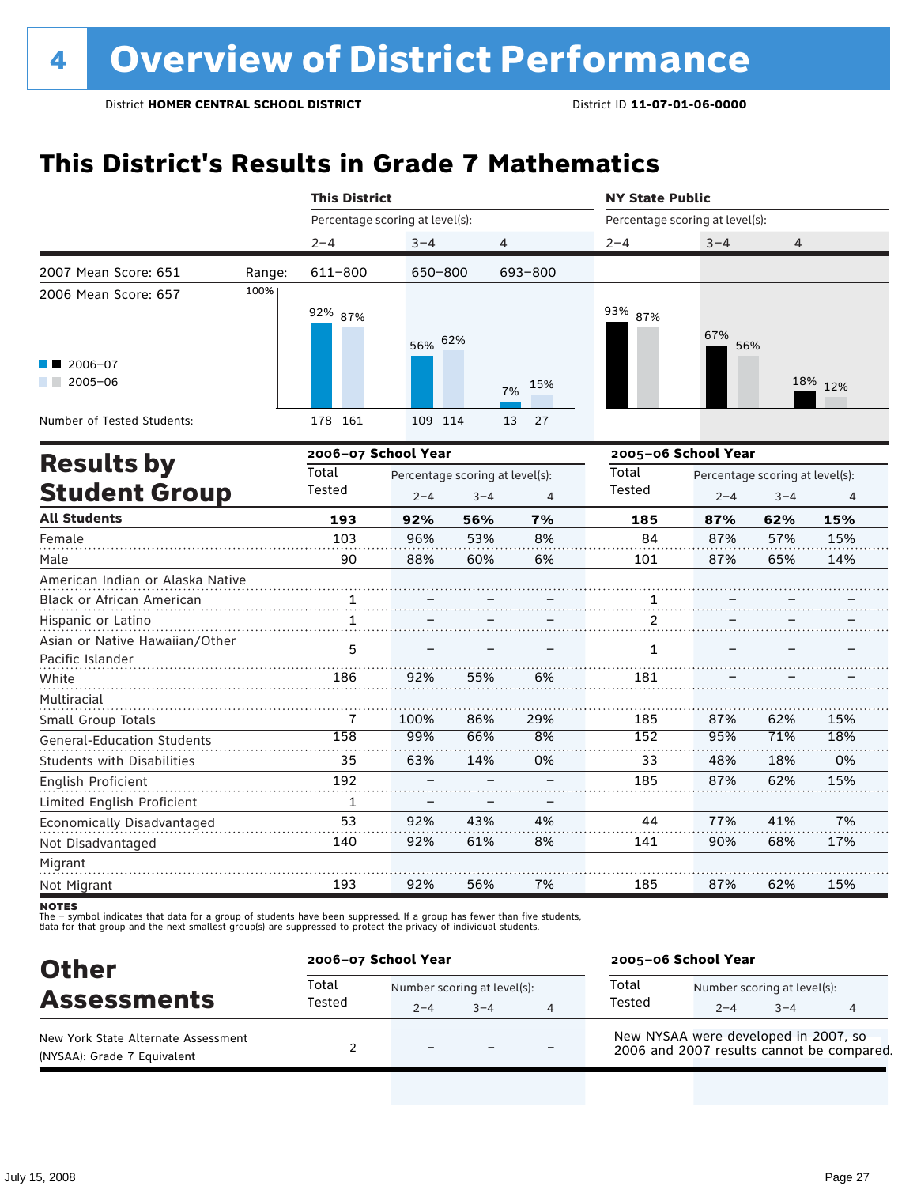# 4 Overview of District Performance

District **HOMER CENTRAL SCHOOL DISTRICT** District ID **11-07-01-06-0000**

## This District's Results in Grade 7 Mathematics

| | This District | | | NY State Public | | |
|---|---|---|---|---|---|---|
| | Percentage scoring at level(s): | | | Percentage scoring at level(s): | | |
| | 2–4 | 3–4 | 4 | 2–4 | 3–4 | 4 |
| 2007 Mean Score: 651 — Range: | 611–800 | 650–800 | 693–800 | | | |
| 2006 Mean Score: 657 | | | | | | |
| 2006–07 | 92% | 56% | 7% | 93% | 67% | 18% |
| 2005–06 | 87% | 62% | 15% | 87% | 56% | 12% |
| Number of Tested Students: 2006–07 | 178 | 109 | 13 | | | |
| Number of Tested Students: 2005–06 | 161 | 114 | 27 | | | |

## Results by Student Group

| | 2006–07 School Year | | | | 2005–06 School Year | | | |
|---|---|---|---|---|---|---|---|---|
| | Total Tested | Percentage scoring at level(s): 2–4 | 3–4 | 4 | Total Tested | Percentage scoring at level(s): 2–4 | 3–4 | 4 |
| **All Students** | **193** | **92%** | **56%** | **7%** | **185** | **87%** | **62%** | **15%** |
| Female | 103 | 96% | 53% | 8% | 84 | 87% | 57% | 15% |
| Male | 90 | 88% | 60% | 6% | 101 | 87% | 65% | 14% |
| American Indian or Alaska Native | | | | | | | | |
| Black or African American | 1 | – | – | – | 1 | – | – | – |
| Hispanic or Latino | 1 | – | – | – | 2 | – | – | – |
| Asian or Native Hawaiian/Other Pacific Islander | 5 | – | – | – | 1 | – | – | – |
| White | 186 | 92% | 55% | 6% | 181 | – | – | – |
| Multiracial | | | | | | | | |
| Small Group Totals | 7 | 100% | 86% | 29% | 185 | 87% | 62% | 15% |
| General-Education Students | 158 | 99% | 66% | 8% | 152 | 95% | 71% | 18% |
| Students with Disabilities | 35 | 63% | 14% | 0% | 33 | 48% | 18% | 0% |
| English Proficient | 192 | – | – | – | 185 | 87% | 62% | 15% |
| Limited English Proficient | 1 | – | – | – | | | | |
| Economically Disadvantaged | 53 | 92% | 43% | 4% | 44 | 77% | 41% | 7% |
| Not Disadvantaged | 140 | 92% | 61% | 8% | 141 | 90% | 68% | 17% |
| Migrant | | | | | | | | |
| Not Migrant | 193 | 92% | 56% | 7% | 185 | 87% | 62% | 15% |

**NOTES**
The – symbol indicates that data for a group of students have been suppressed. If a group has fewer than five students, data for that group and the next smallest group(s) are suppressed to protect the privacy of individual students.

## Other Assessments

| | 2006–07 School Year | | | | 2005–06 School Year | | | |
|---|---|---|---|---|---|---|---|---|
| | Total Tested | Number scoring at level(s): 2–4 | 3–4 | 4 | Total Tested | Number scoring at level(s): 2–4 | 3–4 | 4 |
| New York State Alternate Assessment (NYSAA): Grade 7 Equivalent | 2 | – | – | – | New NYSAA were developed in 2007, so 2006 and 2007 results cannot be compared. | | | |

July 15, 2008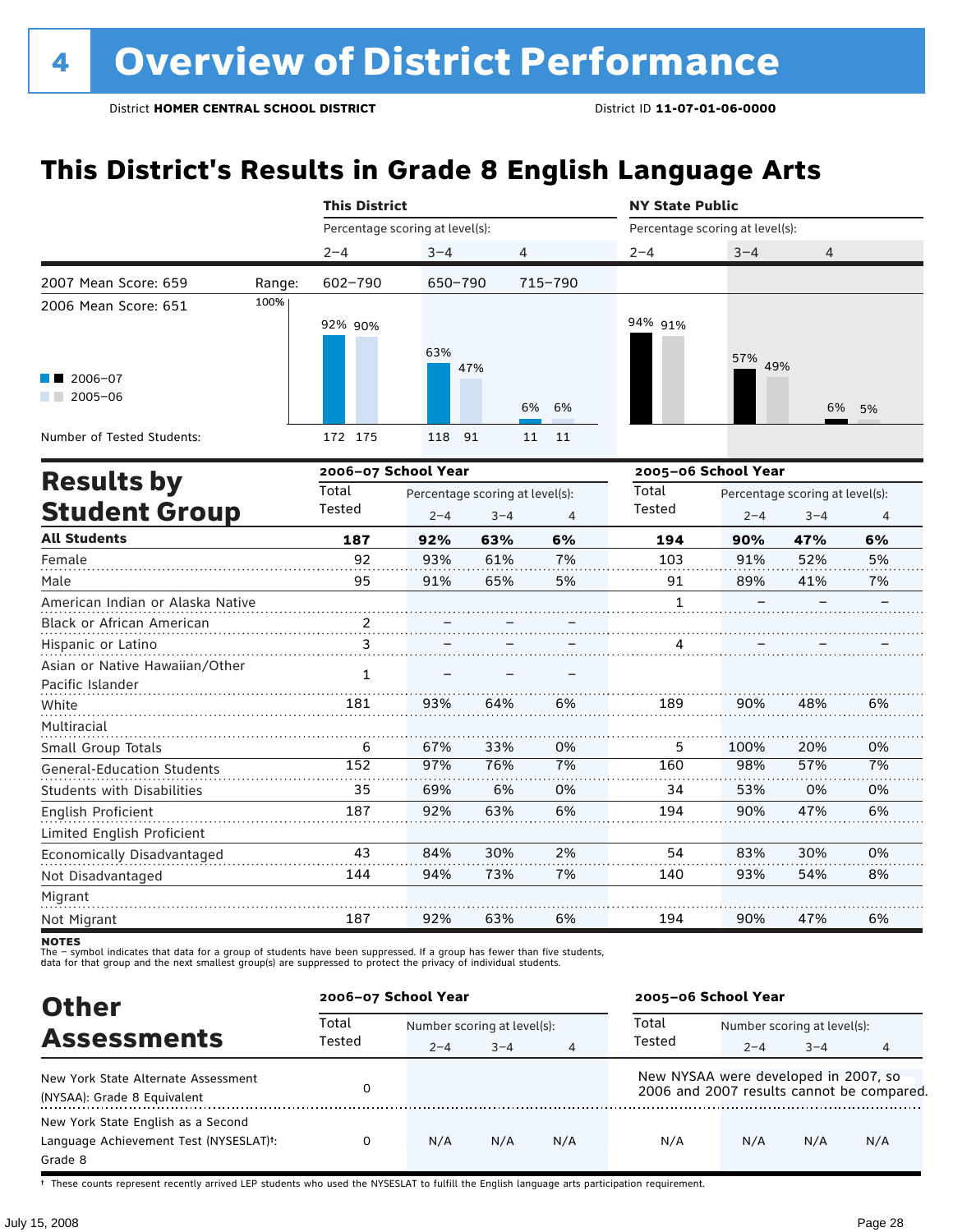# 4 Overview of District Performance

District **HOMER CENTRAL SCHOOL DISTRICT** District ID **11-07-01-06-0000**

## This District's Results in Grade 8 English Language Arts

| | | This District | | | NY State Public | | |
|---|---|---|---|---|---|---|---|
| | | Percentage scoring at level(s): | | | Percentage scoring at level(s): | | |
| | | 2–4 | 3–4 | 4 | 2–4 | 3–4 | 4 |
| 2007 Mean Score: 659 | Range: | 602–790 | 650–790 | 715–790 | | | |
| 2006 Mean Score: 651 | | | | | | | |
| 2006–07 | | 92% | 63% | 6% | 94% | 57% | 6% |
| 2005–06 | | 90% | 47% | 6% | 91% | 49% | 5% |
| Number of Tested Students: 2006–07 | | 172 | 118 | 11 | | | |
| Number of Tested Students: 2005–06 | | 175 | 91 | 11 | | | |

## Results by Student Group

| | 2006–07 School Year | | | | 2005–06 School Year | | | |
|---|---|---|---|---|---|---|---|---|
| | Total Tested | Percentage scoring at level(s): | | | Total Tested | Percentage scoring at level(s): | | |
| | | 2–4 | 3–4 | 4 | | 2–4 | 3–4 | 4 |
| **All Students** | **187** | **92%** | **63%** | **6%** | **194** | **90%** | **47%** | **6%** |
| Female | 92 | 93% | 61% | 7% | 103 | 91% | 52% | 5% |
| Male | 95 | 91% | 65% | 5% | 91 | 89% | 41% | 7% |
| American Indian or Alaska Native | | | | | 1 | – | – | – |
| Black or African American | 2 | – | – | – | | | | |
| Hispanic or Latino | 3 | – | – | – | 4 | – | – | – |
| Asian or Native Hawaiian/Other Pacific Islander | 1 | – | – | – | | | | |
| White | 181 | 93% | 64% | 6% | 189 | 90% | 48% | 6% |
| Multiracial | | | | | | | | |
| Small Group Totals | 6 | 67% | 33% | 0% | 5 | 100% | 20% | 0% |
| General-Education Students | 152 | 97% | 76% | 7% | 160 | 98% | 57% | 7% |
| Students with Disabilities | 35 | 69% | 6% | 0% | 34 | 53% | 0% | 0% |
| English Proficient | 187 | 92% | 63% | 6% | 194 | 90% | 47% | 6% |
| Limited English Proficient | | | | | | | | |
| Economically Disadvantaged | 43 | 84% | 30% | 2% | 54 | 83% | 30% | 0% |
| Not Disadvantaged | 144 | 94% | 73% | 7% | 140 | 93% | 54% | 8% |
| Migrant | | | | | | | | |
| Not Migrant | 187 | 92% | 63% | 6% | 194 | 90% | 47% | 6% |

**NOTES**
The – symbol indicates that data for a group of students have been suppressed. If a group has fewer than five students, data for that group and the next smallest group(s) are suppressed to protect the privacy of individual students.

## Other Assessments

| | 2006–07 School Year | | | | 2005–06 School Year | | | |
|---|---|---|---|---|---|---|---|---|
| | Total Tested | Number scoring at level(s): | | | Total Tested | Number scoring at level(s): | | |
| | | 2–4 | 3–4 | 4 | | 2–4 | 3–4 | 4 |
| New York State Alternate Assessment (NYSAA): Grade 8 Equivalent | 0 | | | | New NYSAA were developed in 2007, so 2006 and 2007 results cannot be compared. | | | |
| New York State English as a Second Language Achievement Test (NYSESLAT)†: Grade 8 | 0 | N/A | N/A | N/A | N/A | N/A | N/A | N/A |

† These counts represent recently arrived LEP students who used the NYSESLAT to fulfill the English language arts participation requirement.

July 15, 2008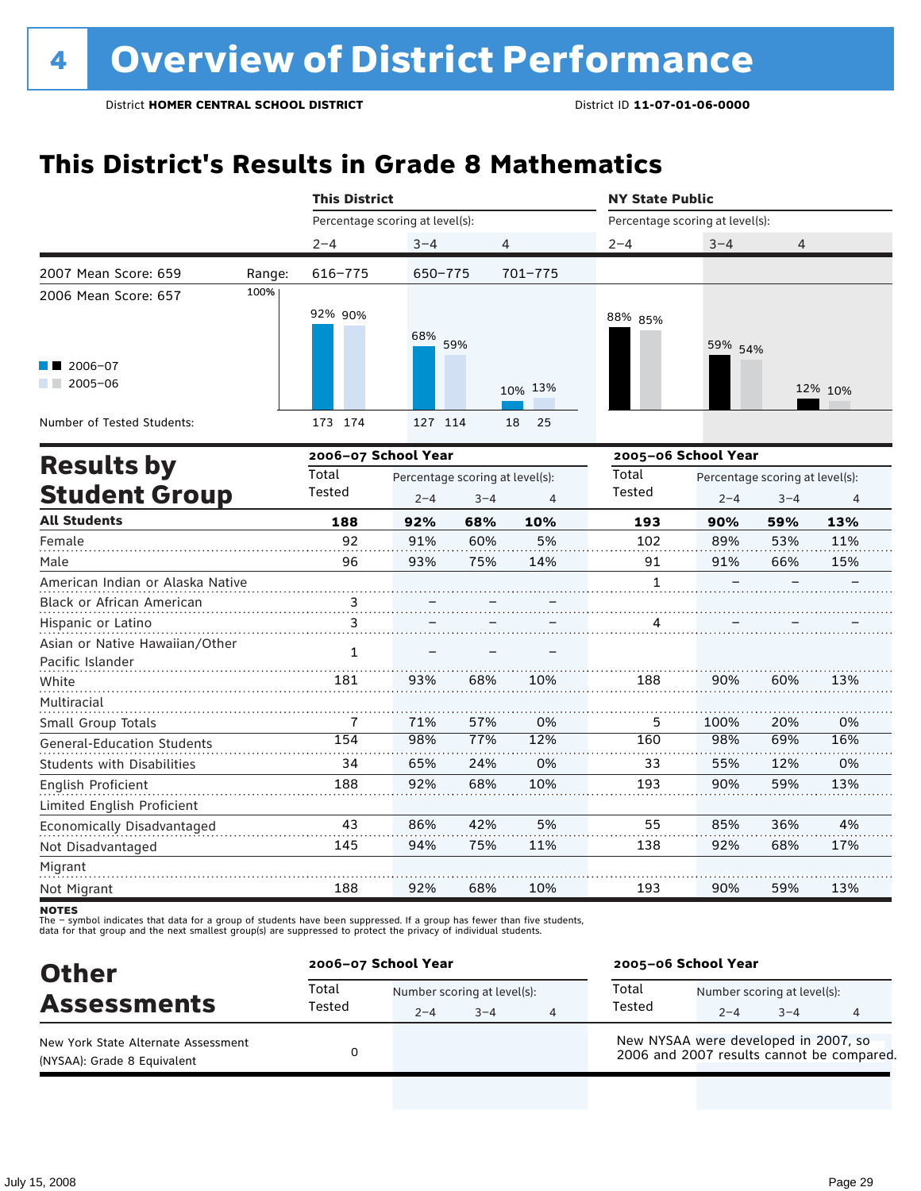# 4 Overview of District Performance

District **HOMER CENTRAL SCHOOL DISTRICT** District ID **11-07-01-06-0000**

## This District's Results in Grade 8 Mathematics

| | This District 2–4 | This District 3–4 | This District 4 | NY State Public 2–4 | NY State Public 3–4 | NY State Public 4 |
|---|---|---|---|---|---|---|
| 2007 Mean Score: 659 — Range: | 616–775 | 650–775 | 701–775 | | | |
| 2006 Mean Score: 657 | | | | | | |
| 2006–07 | 92% | 68% | 10% | 88% | 59% | 12% |
| 2005–06 | 90% | 59% | 13% | 85% | 54% | 10% |
| Number of Tested Students: 2006–07 | 173 | 127 | 18 | | | |
| Number of Tested Students: 2005–06 | 174 | 114 | 25 | | | |

Percentage scoring at level(s).

## Results by Student Group

| | 2006–07 Total Tested | 2006–07 2–4 | 2006–07 3–4 | 2006–07 4 | 2005–06 Total Tested | 2005–06 2–4 | 2005–06 3–4 | 2005–06 4 |
|---|---|---|---|---|---|---|---|---|
| **All Students** | **188** | **92%** | **68%** | **10%** | **193** | **90%** | **59%** | **13%** |
| Female | 92 | 91% | 60% | 5% | 102 | 89% | 53% | 11% |
| Male | 96 | 93% | 75% | 14% | 91 | 91% | 66% | 15% |
| American Indian or Alaska Native | | | | | 1 | – | – | – |
| Black or African American | 3 | – | – | – | | | | |
| Hispanic or Latino | 3 | – | – | – | 4 | – | – | – |
| Asian or Native Hawaiian/Other Pacific Islander | 1 | – | – | – | | | | |
| White | 181 | 93% | 68% | 10% | 188 | 90% | 60% | 13% |
| Multiracial | | | | | | | | |
| Small Group Totals | 7 | 71% | 57% | 0% | 5 | 100% | 20% | 0% |
| General-Education Students | 154 | 98% | 77% | 12% | 160 | 98% | 69% | 16% |
| Students with Disabilities | 34 | 65% | 24% | 0% | 33 | 55% | 12% | 0% |
| English Proficient | 188 | 92% | 68% | 10% | 193 | 90% | 59% | 13% |
| Limited English Proficient | | | | | | | | |
| Economically Disadvantaged | 43 | 86% | 42% | 5% | 55 | 85% | 36% | 4% |
| Not Disadvantaged | 145 | 94% | 75% | 11% | 138 | 92% | 68% | 17% |
| Migrant | | | | | | | | |
| Not Migrant | 188 | 92% | 68% | 10% | 193 | 90% | 59% | 13% |

**NOTES**
The – symbol indicates that data for a group of students have been suppressed. If a group has fewer than five students, data for that group and the next smallest group(s) are suppressed to protect the privacy of individual students.

## Other Assessments

| | 2006–07 Total Tested | 2006–07 2–4 | 2006–07 3–4 | 2006–07 4 | 2005–06 Total Tested | 2005–06 2–4 | 2005–06 3–4 | 2005–06 4 |
|---|---|---|---|---|---|---|---|---|
| New York State Alternate Assessment (NYSAA): Grade 8 Equivalent | 0 | | | | New NYSAA were developed in 2007, so 2006 and 2007 results cannot be compared. | | | |

Number scoring at level(s).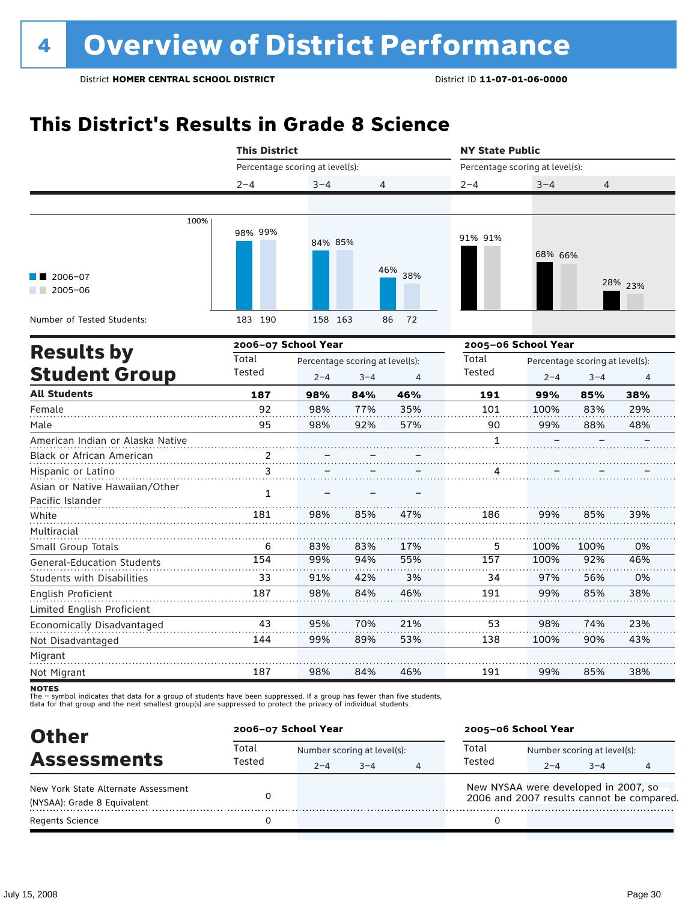# 4 Overview of District Performance

District **HOMER CENTRAL SCHOOL DISTRICT** District ID **11-07-01-06-0000**

## This District's Results in Grade 8 Science

| | This District 2–4 | | This District 3–4 | | This District 4 | | NY State Public 2–4 | | NY State Public 3–4 | | NY State Public 4 | |
|---|---|---|---|---|---|---|---|---|---|---|---|---|
| | 2006–07 | 2005–06 | 2006–07 | 2005–06 | 2006–07 | 2005–06 | 2006–07 | 2005–06 | 2006–07 | 2005–06 | 2006–07 | 2005–06 |
| Percentage scoring at level(s) | 98% | 99% | 84% | 85% | 46% | 38% | 91% | 91% | 68% | 66% | 28% | 23% |
| Number of Tested Students: | 183 | 190 | 158 | 163 | 86 | 72 | | | | | | |

## Results by Student Group

| | 2006–07 Total Tested | 2006–07 2–4 | 2006–07 3–4 | 2006–07 4 | 2005–06 Total Tested | 2005–06 2–4 | 2005–06 3–4 | 2005–06 4 |
|---|---|---|---|---|---|---|---|---|
| **All Students** | **187** | **98%** | **84%** | **46%** | **191** | **99%** | **85%** | **38%** |
| Female | 92 | 98% | 77% | 35% | 101 | 100% | 83% | 29% |
| Male | 95 | 98% | 92% | 57% | 90 | 99% | 88% | 48% |
| American Indian or Alaska Native | | | | | 1 | – | – | – |
| Black or African American | 2 | – | – | – | | | | |
| Hispanic or Latino | 3 | – | – | – | 4 | – | – | – |
| Asian or Native Hawaiian/Other Pacific Islander | 1 | – | – | – | | | | |
| White | 181 | 98% | 85% | 47% | 186 | 99% | 85% | 39% |
| Multiracial | | | | | | | | |
| Small Group Totals | 6 | 83% | 83% | 17% | 5 | 100% | 100% | 0% |
| General-Education Students | 154 | 99% | 94% | 55% | 157 | 100% | 92% | 46% |
| Students with Disabilities | 33 | 91% | 42% | 3% | 34 | 97% | 56% | 0% |
| English Proficient | 187 | 98% | 84% | 46% | 191 | 99% | 85% | 38% |
| Limited English Proficient | | | | | | | | |
| Economically Disadvantaged | 43 | 95% | 70% | 21% | 53 | 98% | 74% | 23% |
| Not Disadvantaged | 144 | 99% | 89% | 53% | 138 | 100% | 90% | 43% |
| Migrant | | | | | | | | |
| Not Migrant | 187 | 98% | 84% | 46% | 191 | 99% | 85% | 38% |

**NOTES**
The – symbol indicates that data for a group of students have been suppressed. If a group has fewer than five students, data for that group and the next smallest group(s) are suppressed to protect the privacy of individual students.

## Other Assessments

| | 2006–07 Total Tested | 2006–07 2–4 | 2006–07 3–4 | 2006–07 4 | 2005–06 Total Tested | 2005–06 2–4 | 2005–06 3–4 | 2005–06 4 |
|---|---|---|---|---|---|---|---|---|
| New York State Alternate Assessment (NYSAA): Grade 8 Equivalent | 0 | | | | New NYSAA were developed in 2007, so 2006 and 2007 results cannot be compared. | | | |
| Regents Science | 0 | | | | 0 | | | |

July 15, 2008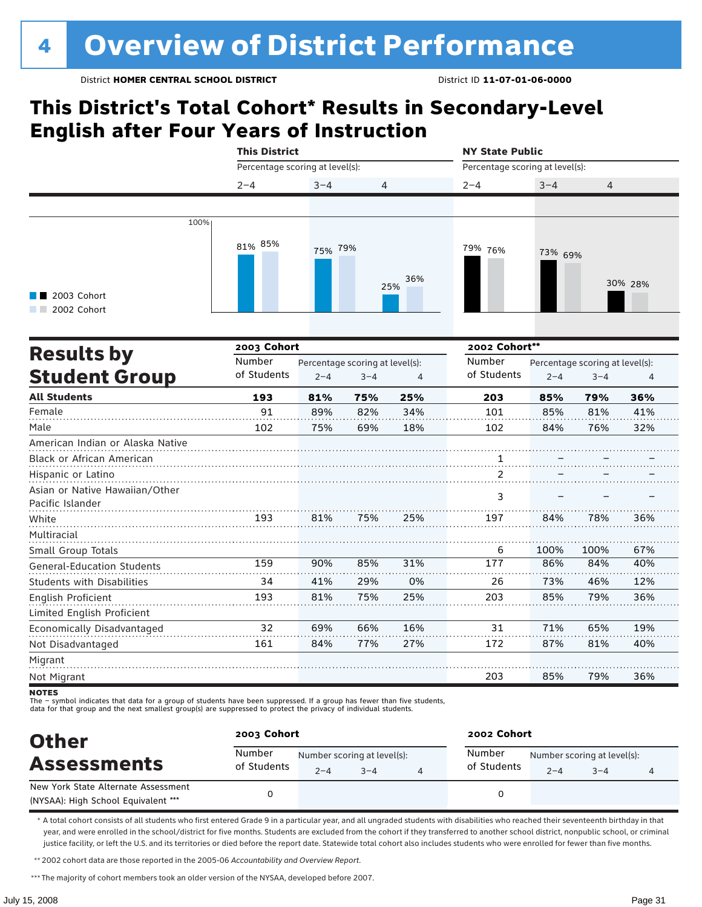# 4 Overview of District Performance

District **HOMER CENTRAL SCHOOL DISTRICT** District ID **11-07-01-06-0000**

## This District's Total Cohort* Results in Secondary-Level English after Four Years of Instruction

| | This District | | | NY State Public | | |
|---|---|---|---|---|---|---|
| Percentage scoring at level(s): | 2–4 | 3–4 | 4 | 2–4 | 3–4 | 4 |
| 2003 Cohort | 81% | 75% | 25% | 79% | 73% | 30% |
| 2002 Cohort | 85% | 79% | 36% | 76% | 69% | 28% |

## Results by Student Group

| | 2003 Cohort | | | | 2002 Cohort** | | | |
|---|---|---|---|---|---|---|---|---|
| | Number of Students | Percentage scoring at level(s): 2–4 | 3–4 | 4 | Number of Students | Percentage scoring at level(s): 2–4 | 3–4 | 4 |
| **All Students** | **193** | **81%** | **75%** | **25%** | **203** | **85%** | **79%** | **36%** |
| Female | 91 | 89% | 82% | 34% | 101 | 85% | 81% | 41% |
| Male | 102 | 75% | 69% | 18% | 102 | 84% | 76% | 32% |
| American Indian or Alaska Native | | | | | | | | |
| Black or African American | | | | | 1 | – | – | – |
| Hispanic or Latino | | | | | 2 | – | – | – |
| Asian or Native Hawaiian/Other Pacific Islander | | | | | 3 | – | – | – |
| White | 193 | 81% | 75% | 25% | 197 | 84% | 78% | 36% |
| Multiracial | | | | | | | | |
| Small Group Totals | | | | | 6 | 100% | 100% | 67% |
| General-Education Students | 159 | 90% | 85% | 31% | 177 | 86% | 84% | 40% |
| Students with Disabilities | 34 | 41% | 29% | 0% | 26 | 73% | 46% | 12% |
| English Proficient | 193 | 81% | 75% | 25% | 203 | 85% | 79% | 36% |
| Limited English Proficient | | | | | | | | |
| Economically Disadvantaged | 32 | 69% | 66% | 16% | 31 | 71% | 65% | 19% |
| Not Disadvantaged | 161 | 84% | 77% | 27% | 172 | 87% | 81% | 40% |
| Migrant | | | | | | | | |
| Not Migrant | | | | | 203 | 85% | 79% | 36% |

**NOTES**

The – symbol indicates that data for a group of students have been suppressed. If a group has fewer than five students, data for that group and the next smallest group(s) are suppressed to protect the privacy of individual students.

## Other Assessments

| | 2003 Cohort | | | | 2002 Cohort | | | |
|---|---|---|---|---|---|---|---|---|
| | Number of Students | Number scoring at level(s): 2–4 | 3–4 | 4 | Number of Students | Number scoring at level(s): 2–4 | 3–4 | 4 |
| New York State Alternate Assessment (NYSAA): High School Equivalent *** | 0 | | | | 0 | | | |

\* A total cohort consists of all students who first entered Grade 9 in a particular year, and all ungraded students with disabilities who reached their seventeenth birthday in that year, and were enrolled in the school/district for five months. Students are excluded from the cohort if they transferred to another school district, nonpublic school, or criminal justice facility, or left the U.S. and its territories or died before the report date. Statewide total cohort also includes students who were enrolled for fewer than five months.

** 2002 cohort data are those reported in the 2005-06 *Accountability and Overview Report*.

*** The majority of cohort members took an older version of the NYSAA, developed before 2007.

July 15, 2008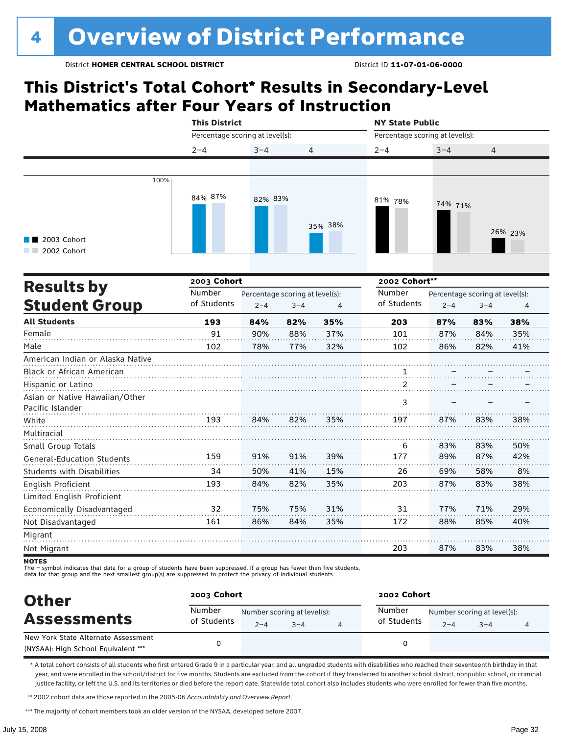# 4 Overview of District Performance

District **HOMER CENTRAL SCHOOL DISTRICT** District ID **11-07-01-06-0000**

## This District's Total Cohort* Results in Secondary-Level Mathematics after Four Years of Instruction

This District

Percentage scoring at level(s):

2–4 3–4 4

NY State Public

Percentage scoring at level(s):

2–4 3–4 4

100%

84% 87%
82% 83%
35% 38%
81% 78%
74% 71%
26% 23%

2003 Cohort
2002 Cohort

## Results by Student Group

| | 2003 Cohort | | | | 2002 Cohort** | | | |
|---|---|---|---|---|---|---|---|---|
| | Number of Students | Percentage scoring at level(s): 2–4 | 3–4 | 4 | Number of Students | Percentage scoring at level(s): 2–4 | 3–4 | 4 |
| **All Students** | **193** | **84%** | **82%** | **35%** | **203** | **87%** | **83%** | **38%** |
| Female | 91 | 90% | 88% | 37% | 101 | 87% | 84% | 35% |
| Male | 102 | 78% | 77% | 32% | 102 | 86% | 82% | 41% |
| American Indian or Alaska Native | | | | | | | | |
| Black or African American | | | | | 1 | – | – | – |
| Hispanic or Latino | | | | | 2 | – | – | – |
| Asian or Native Hawaiian/Other Pacific Islander | | | | | 3 | – | – | – |
| White | 193 | 84% | 82% | 35% | 197 | 87% | 83% | 38% |
| Multiracial | | | | | | | | |
| Small Group Totals | | | | | 6 | 83% | 83% | 50% |
| General-Education Students | 159 | 91% | 91% | 39% | 177 | 89% | 87% | 42% |
| Students with Disabilities | 34 | 50% | 41% | 15% | 26 | 69% | 58% | 8% |
| English Proficient | 193 | 84% | 82% | 35% | 203 | 87% | 83% | 38% |
| Limited English Proficient | | | | | | | | |
| Economically Disadvantaged | 32 | 75% | 75% | 31% | 31 | 77% | 71% | 29% |
| Not Disadvantaged | 161 | 86% | 84% | 35% | 172 | 88% | 85% | 40% |
| Migrant | | | | | | | | |
| Not Migrant | | | | | 203 | 87% | 83% | 38% |

**NOTES**

The – symbol indicates that data for a group of students have been suppressed. If a group has fewer than five students, data for that group and the next smallest group(s) are suppressed to protect the privacy of individual students.

## Other Assessments

| | 2003 Cohort | | | | 2002 Cohort | | | |
|---|---|---|---|---|---|---|---|---|
| | Number of Students | Number scoring at level(s): 2–4 | 3–4 | 4 | Number of Students | Number scoring at level(s): 2–4 | 3–4 | 4 |
| New York State Alternate Assessment (NYSAA): High School Equivalent *** | 0 | | | | 0 | | | |

\* A total cohort consists of all students who first entered Grade 9 in a particular year, and all ungraded students with disabilities who reached their seventeenth birthday in that year, and were enrolled in the school/district for five months. Students are excluded from the cohort if they transferred to another school district, nonpublic school, or criminal justice facility, or left the U.S. and its territories or died before the report date. Statewide total cohort also includes students who were enrolled for fewer than five months.

\** 2002 cohort data are those reported in the 2005-06 *Accountability and Overview Report*.

\*** The majority of cohort members took an older version of the NYSAA, developed before 2007.

July 15, 2008